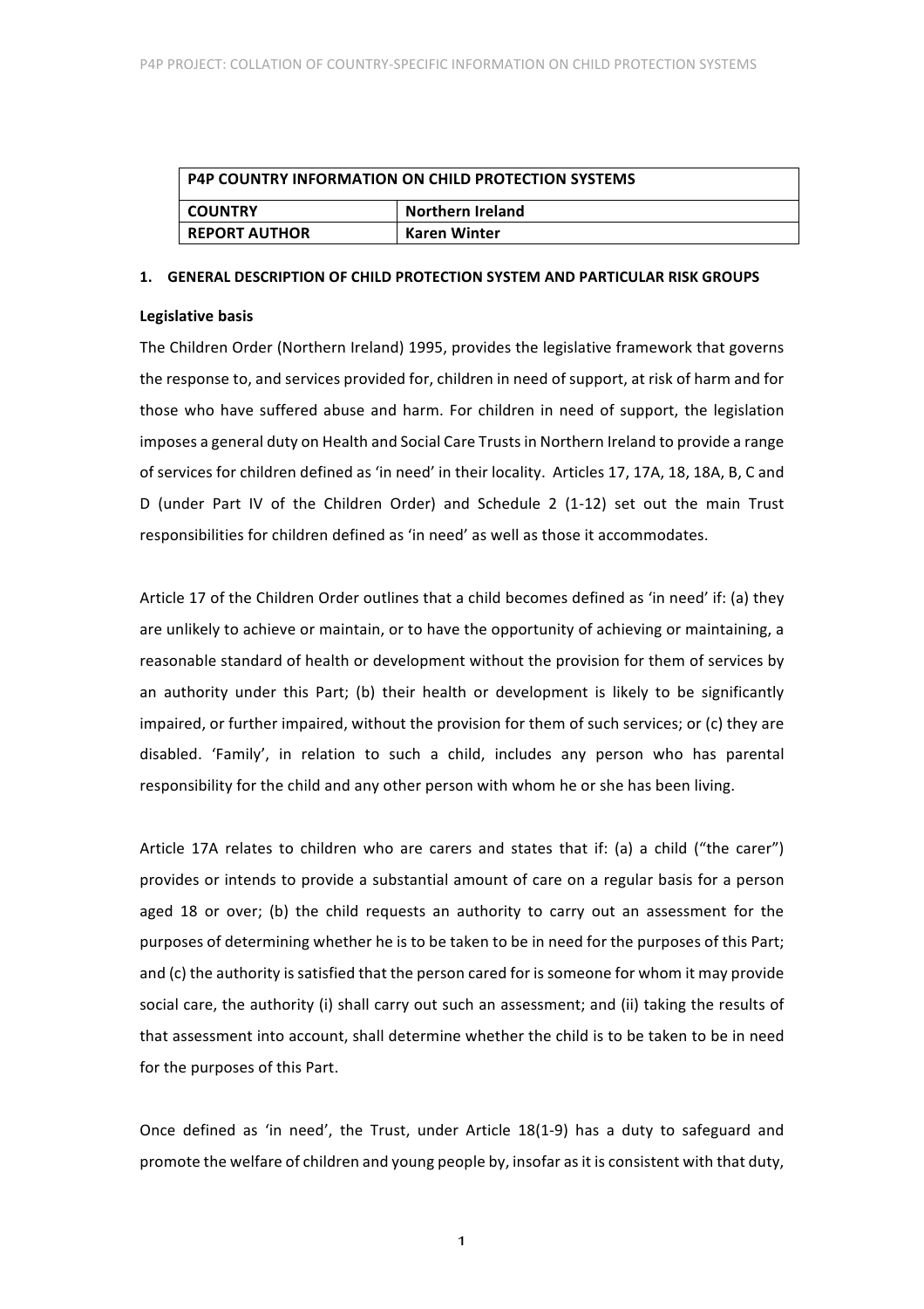| P4P COUNTRY INFORMATION ON CHILD PROTECTION SYSTEMS | |
|---|---|
| **COUNTRY** | **Northern Ireland** |
| **REPORT AUTHOR** | **Karen Winter** |

## 1. GENERAL DESCRIPTION OF CHILD PROTECTION SYSTEM AND PARTICULAR RISK GROUPS

### Legislative basis

The Children Order (Northern Ireland) 1995, provides the legislative framework that governs the response to, and services provided for, children in need of support, at risk of harm and for those who have suffered abuse and harm. For children in need of support, the legislation imposes a general duty on Health and Social Care Trusts in Northern Ireland to provide a range of services for children defined as 'in need' in their locality. Articles 17, 17A, 18, 18A, B, C and D (under Part IV of the Children Order) and Schedule 2 (1-12) set out the main Trust responsibilities for children defined as 'in need' as well as those it accommodates.

Article 17 of the Children Order outlines that a child becomes defined as 'in need' if: (a) they are unlikely to achieve or maintain, or to have the opportunity of achieving or maintaining, a reasonable standard of health or development without the provision for them of services by an authority under this Part; (b) their health or development is likely to be significantly impaired, or further impaired, without the provision for them of such services; or (c) they are disabled. 'Family', in relation to such a child, includes any person who has parental responsibility for the child and any other person with whom he or she has been living.

Article 17A relates to children who are carers and states that if: (a) a child ("the carer") provides or intends to provide a substantial amount of care on a regular basis for a person aged 18 or over; (b) the child requests an authority to carry out an assessment for the purposes of determining whether he is to be taken to be in need for the purposes of this Part; and (c) the authority is satisfied that the person cared for is someone for whom it may provide social care, the authority (i) shall carry out such an assessment; and (ii) taking the results of that assessment into account, shall determine whether the child is to be taken to be in need for the purposes of this Part.

Once defined as 'in need', the Trust, under Article 18(1-9) has a duty to safeguard and promote the welfare of children and young people by, insofar as it is consistent with that duty,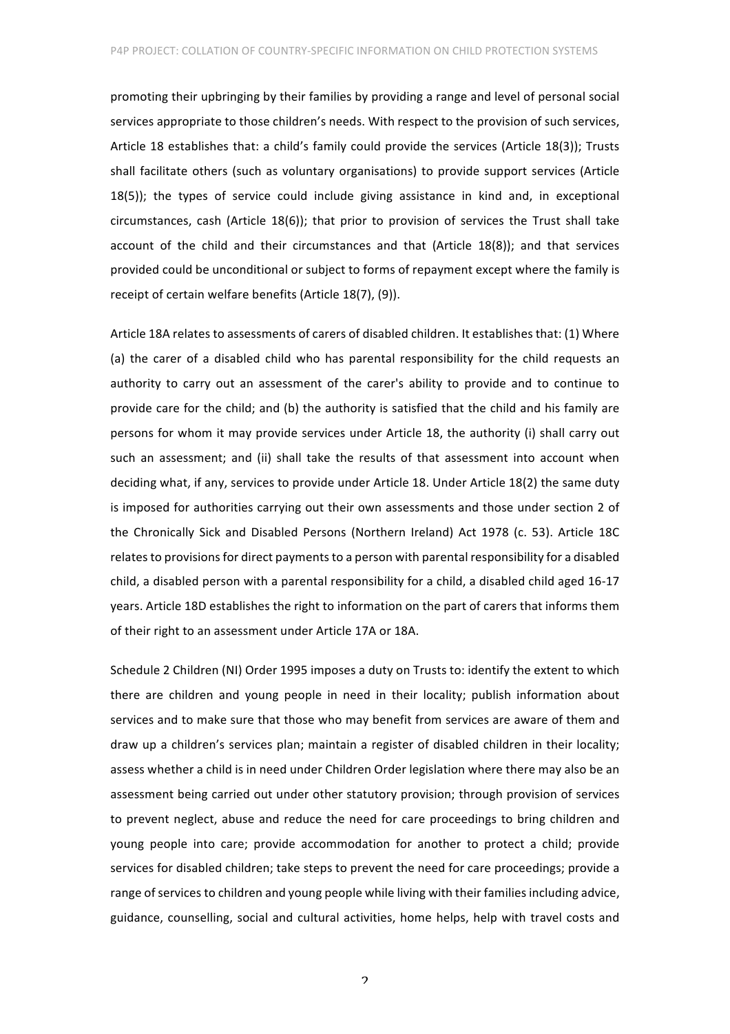promoting their upbringing by their families by providing a range and level of personal social services appropriate to those children's needs. With respect to the provision of such services, Article 18 establishes that: a child's family could provide the services (Article 18(3)); Trusts shall facilitate others (such as voluntary organisations) to provide support services (Article 18(5)); the types of service could include giving assistance in kind and, in exceptional circumstances, cash (Article 18(6)); that prior to provision of services the Trust shall take account of the child and their circumstances and that (Article 18(8)); and that services provided could be unconditional or subject to forms of repayment except where the family is receipt of certain welfare benefits (Article 18(7), (9)).

Article 18A relates to assessments of carers of disabled children. It establishes that: (1) Where (a) the carer of a disabled child who has parental responsibility for the child requests an authority to carry out an assessment of the carer's ability to provide and to continue to provide care for the child; and (b) the authority is satisfied that the child and his family are persons for whom it may provide services under Article 18, the authority (i) shall carry out such an assessment; and (ii) shall take the results of that assessment into account when deciding what, if any, services to provide under Article 18. Under Article 18(2) the same duty is imposed for authorities carrying out their own assessments and those under section 2 of the Chronically Sick and Disabled Persons (Northern Ireland) Act 1978 (c. 53). Article 18C relates to provisions for direct payments to a person with parental responsibility for a disabled child, a disabled person with a parental responsibility for a child, a disabled child aged 16-17 years. Article 18D establishes the right to information on the part of carers that informs them of their right to an assessment under Article 17A or 18A.

Schedule 2 Children (NI) Order 1995 imposes a duty on Trusts to: identify the extent to which there are children and young people in need in their locality; publish information about services and to make sure that those who may benefit from services are aware of them and draw up a children's services plan; maintain a register of disabled children in their locality; assess whether a child is in need under Children Order legislation where there may also be an assessment being carried out under other statutory provision; through provision of services to prevent neglect, abuse and reduce the need for care proceedings to bring children and young people into care; provide accommodation for another to protect a child; provide services for disabled children; take steps to prevent the need for care proceedings; provide a range of services to children and young people while living with their families including advice, guidance, counselling, social and cultural activities, home helps, help with travel costs and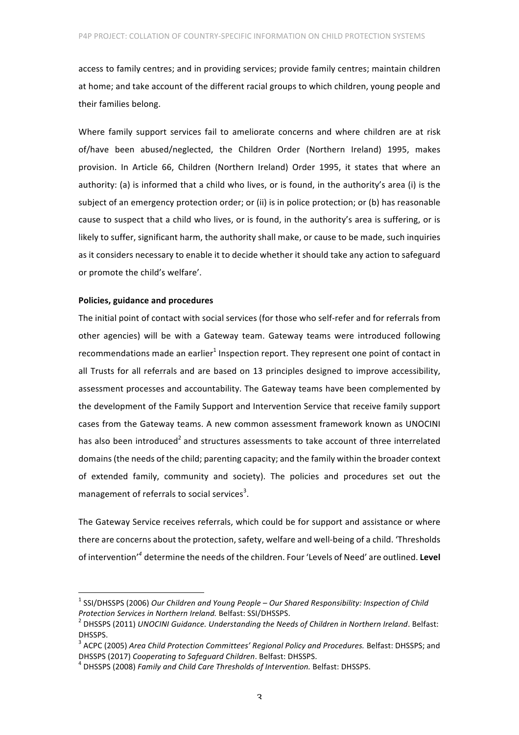access to family centres; and in providing services; provide family centres; maintain children at home; and take account of the different racial groups to which children, young people and their families belong.

Where family support services fail to ameliorate concerns and where children are at risk of/have been abused/neglected, the Children Order (Northern Ireland) 1995, makes provision. In Article 66, Children (Northern Ireland) Order 1995, it states that where an authority: (a) is informed that a child who lives, or is found, in the authority's area (i) is the subject of an emergency protection order; or (ii) is in police protection; or (b) has reasonable cause to suspect that a child who lives, or is found, in the authority's area is suffering, or is likely to suffer, significant harm, the authority shall make, or cause to be made, such inquiries as it considers necessary to enable it to decide whether it should take any action to safeguard or promote the child's welfare'.

**Policies, guidance and procedures**

The initial point of contact with social services (for those who self-refer and for referrals from other agencies) will be with a Gateway team. Gateway teams were introduced following recommendations made an earlier[1] Inspection report. They represent one point of contact in all Trusts for all referrals and are based on 13 principles designed to improve accessibility, assessment processes and accountability. The Gateway teams have been complemented by the development of the Family Support and Intervention Service that receive family support cases from the Gateway teams. A new common assessment framework known as UNOCINI has also been introduced[2] and structures assessments to take account of three interrelated domains (the needs of the child; parenting capacity; and the family within the broader context of extended family, community and society). The policies and procedures set out the management of referrals to social services[3].

The Gateway Service receives referrals, which could be for support and assistance or where there are concerns about the protection, safety, welfare and well-being of a child. 'Thresholds of intervention'[4] determine the needs of the children. Four 'Levels of Need' are outlined. **Level**

---

[1] SSI/DHSSPS (2006) *Our Children and Young People – Our Shared Responsibility: Inspection of Child Protection Services in Northern Ireland.* Belfast: SSI/DHSSPS.

[2] DHSSPS (2011) *UNOCINI Guidance. Understanding the Needs of Children in Northern Ireland*. Belfast: DHSSPS.

[3] ACPC (2005) *Area Child Protection Committees' Regional Policy and Procedures.* Belfast: DHSSPS; and DHSSPS (2017) *Cooperating to Safeguard Children*. Belfast: DHSSPS.

[4] DHSSPS (2008) *Family and Child Care Thresholds of Intervention.* Belfast: DHSSPS.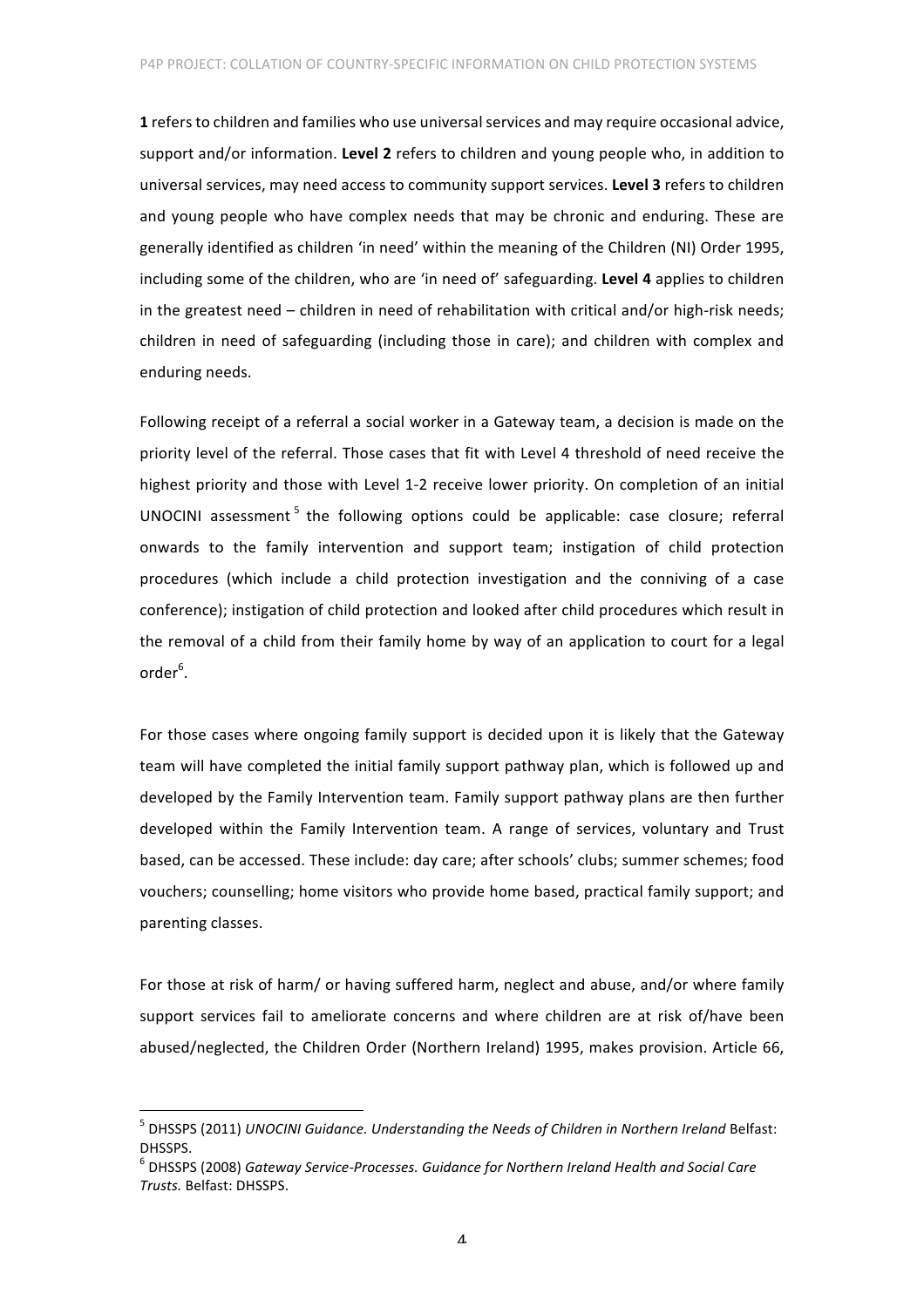**1** refers to children and families who use universal services and may require occasional advice, support and/or information. **Level 2** refers to children and young people who, in addition to universal services, may need access to community support services. **Level 3** refers to children and young people who have complex needs that may be chronic and enduring. These are generally identified as children 'in need' within the meaning of the Children (NI) Order 1995, including some of the children, who are 'in need of' safeguarding. **Level 4** applies to children in the greatest need – children in need of rehabilitation with critical and/or high-risk needs; children in need of safeguarding (including those in care); and children with complex and enduring needs.

Following receipt of a referral a social worker in a Gateway team, a decision is made on the priority level of the referral. Those cases that fit with Level 4 threshold of need receive the highest priority and those with Level 1-2 receive lower priority. On completion of an initial UNOCINI assessment[5] the following options could be applicable: case closure; referral onwards to the family intervention and support team; instigation of child protection procedures (which include a child protection investigation and the conniving of a case conference); instigation of child protection and looked after child procedures which result in the removal of a child from their family home by way of an application to court for a legal order[6].

For those cases where ongoing family support is decided upon it is likely that the Gateway team will have completed the initial family support pathway plan, which is followed up and developed by the Family Intervention team. Family support pathway plans are then further developed within the Family Intervention team. A range of services, voluntary and Trust based, can be accessed. These include: day care; after schools' clubs; summer schemes; food vouchers; counselling; home visitors who provide home based, practical family support; and parenting classes.

For those at risk of harm/ or having suffered harm, neglect and abuse, and/or where family support services fail to ameliorate concerns and where children are at risk of/have been abused/neglected, the Children Order (Northern Ireland) 1995, makes provision. Article 66,

---

[5] DHSSPS (2011) *UNOCINI Guidance. Understanding the Needs of Children in Northern Ireland* Belfast: DHSSPS.

[6] DHSSPS (2008) *Gateway Service-Processes. Guidance for Northern Ireland Health and Social Care Trusts.* Belfast: DHSSPS.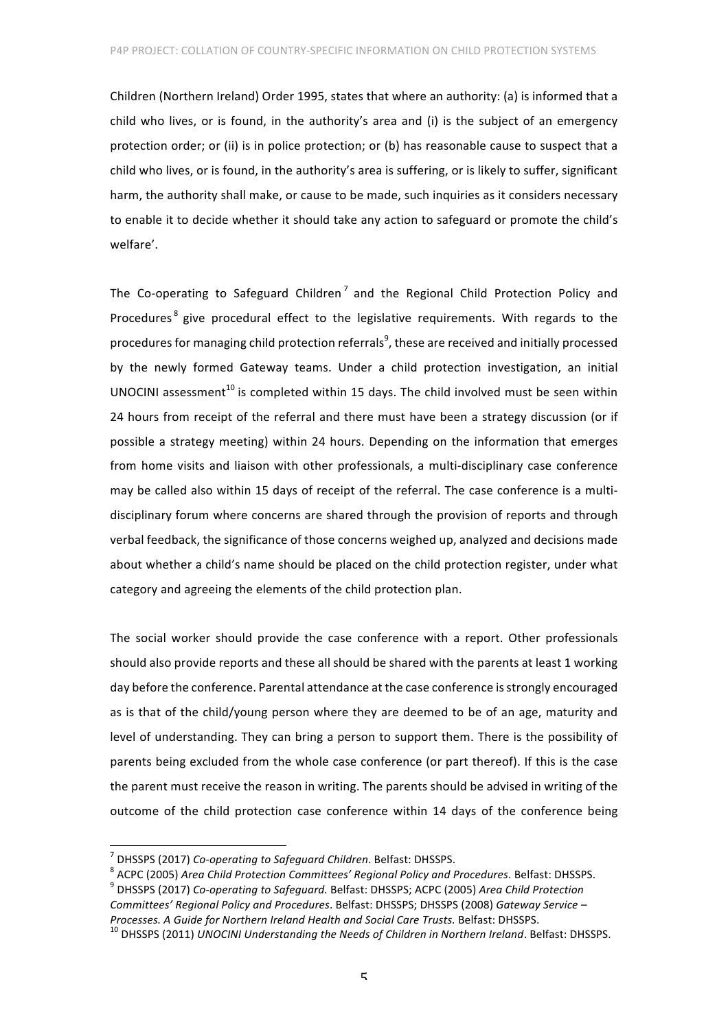Children (Northern Ireland) Order 1995, states that where an authority: (a) is informed that a child who lives, or is found, in the authority's area and (i) is the subject of an emergency protection order; or (ii) is in police protection; or (b) has reasonable cause to suspect that a child who lives, or is found, in the authority's area is suffering, or is likely to suffer, significant harm, the authority shall make, or cause to be made, such inquiries as it considers necessary to enable it to decide whether it should take any action to safeguard or promote the child's welfare'.

The Co-operating to Safeguard Children[7] and the Regional Child Protection Policy and Procedures[8] give procedural effect to the legislative requirements. With regards to the procedures for managing child protection referrals[9], these are received and initially processed by the newly formed Gateway teams. Under a child protection investigation, an initial UNOCINI assessment[10] is completed within 15 days. The child involved must be seen within 24 hours from receipt of the referral and there must have been a strategy discussion (or if possible a strategy meeting) within 24 hours. Depending on the information that emerges from home visits and liaison with other professionals, a multi-disciplinary case conference may be called also within 15 days of receipt of the referral. The case conference is a multi-disciplinary forum where concerns are shared through the provision of reports and through verbal feedback, the significance of those concerns weighed up, analyzed and decisions made about whether a child's name should be placed on the child protection register, under what category and agreeing the elements of the child protection plan.

The social worker should provide the case conference with a report. Other professionals should also provide reports and these all should be shared with the parents at least 1 working day before the conference. Parental attendance at the case conference is strongly encouraged as is that of the child/young person where they are deemed to be of an age, maturity and level of understanding. They can bring a person to support them. There is the possibility of parents being excluded from the whole case conference (or part thereof). If this is the case the parent must receive the reason in writing. The parents should be advised in writing of the outcome of the child protection case conference within 14 days of the conference being

---

[7] DHSSPS (2017) *Co-operating to Safeguard Children*. Belfast: DHSSPS.

[8] ACPC (2005) *Area Child Protection Committees' Regional Policy and Procedures*. Belfast: DHSSPS.

[9] DHSSPS (2017) *Co-operating to Safeguard.* Belfast: DHSSPS; ACPC (2005) *Area Child Protection Committees' Regional Policy and Procedures*. Belfast: DHSSPS; DHSSPS (2008) *Gateway Service – Processes. A Guide for Northern Ireland Health and Social Care Trusts.* Belfast: DHSSPS.

[10] DHSSPS (2011) *UNOCINI Understanding the Needs of Children in Northern Ireland*. Belfast: DHSSPS.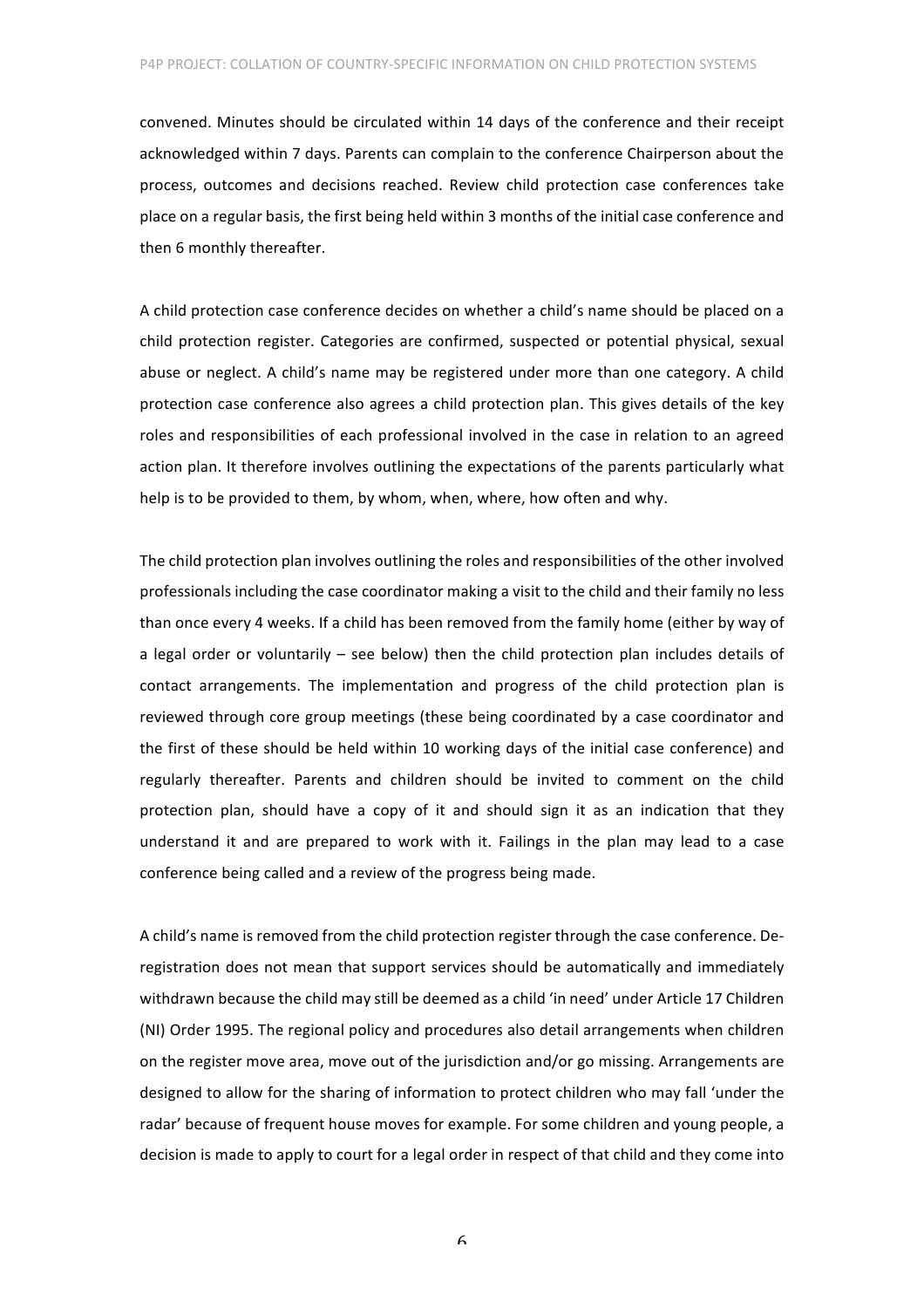convened. Minutes should be circulated within 14 days of the conference and their receipt acknowledged within 7 days. Parents can complain to the conference Chairperson about the process, outcomes and decisions reached. Review child protection case conferences take place on a regular basis, the first being held within 3 months of the initial case conference and then 6 monthly thereafter.

A child protection case conference decides on whether a child's name should be placed on a child protection register. Categories are confirmed, suspected or potential physical, sexual abuse or neglect. A child's name may be registered under more than one category. A child protection case conference also agrees a child protection plan. This gives details of the key roles and responsibilities of each professional involved in the case in relation to an agreed action plan. It therefore involves outlining the expectations of the parents particularly what help is to be provided to them, by whom, when, where, how often and why.

The child protection plan involves outlining the roles and responsibilities of the other involved professionals including the case coordinator making a visit to the child and their family no less than once every 4 weeks. If a child has been removed from the family home (either by way of a legal order or voluntarily – see below) then the child protection plan includes details of contact arrangements. The implementation and progress of the child protection plan is reviewed through core group meetings (these being coordinated by a case coordinator and the first of these should be held within 10 working days of the initial case conference) and regularly thereafter. Parents and children should be invited to comment on the child protection plan, should have a copy of it and should sign it as an indication that they understand it and are prepared to work with it. Failings in the plan may lead to a case conference being called and a review of the progress being made.

A child's name is removed from the child protection register through the case conference. De-registration does not mean that support services should be automatically and immediately withdrawn because the child may still be deemed as a child 'in need' under Article 17 Children (NI) Order 1995. The regional policy and procedures also detail arrangements when children on the register move area, move out of the jurisdiction and/or go missing. Arrangements are designed to allow for the sharing of information to protect children who may fall 'under the radar' because of frequent house moves for example. For some children and young people, a decision is made to apply to court for a legal order in respect of that child and they come into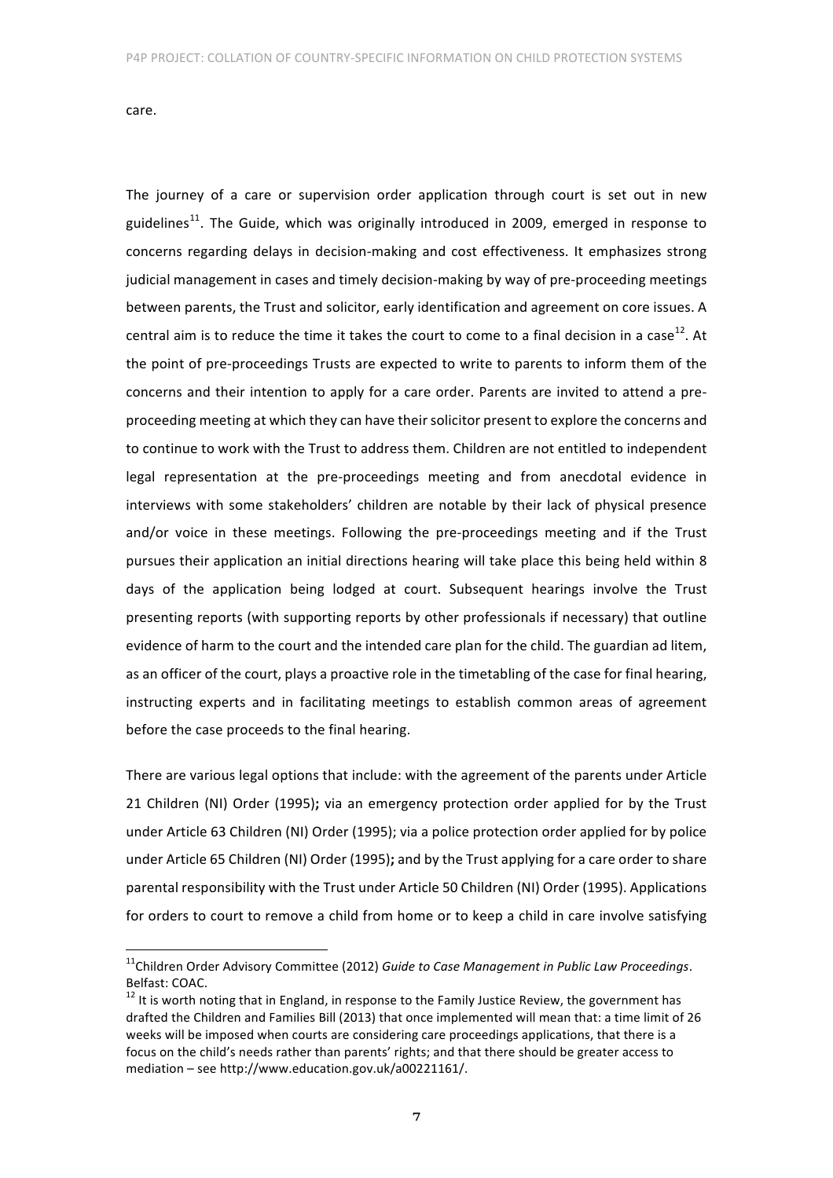care.

The journey of a care or supervision order application through court is set out in new guidelines[11]. The Guide, which was originally introduced in 2009, emerged in response to concerns regarding delays in decision-making and cost effectiveness. It emphasizes strong judicial management in cases and timely decision-making by way of pre-proceeding meetings between parents, the Trust and solicitor, early identification and agreement on core issues. A central aim is to reduce the time it takes the court to come to a final decision in a case[12]. At the point of pre-proceedings Trusts are expected to write to parents to inform them of the concerns and their intention to apply for a care order. Parents are invited to attend a pre-proceeding meeting at which they can have their solicitor present to explore the concerns and to continue to work with the Trust to address them. Children are not entitled to independent legal representation at the pre-proceedings meeting and from anecdotal evidence in interviews with some stakeholders' children are notable by their lack of physical presence and/or voice in these meetings. Following the pre-proceedings meeting and if the Trust pursues their application an initial directions hearing will take place this being held within 8 days of the application being lodged at court. Subsequent hearings involve the Trust presenting reports (with supporting reports by other professionals if necessary) that outline evidence of harm to the court and the intended care plan for the child. The guardian ad litem, as an officer of the court, plays a proactive role in the timetabling of the case for final hearing, instructing experts and in facilitating meetings to establish common areas of agreement before the case proceeds to the final hearing.

There are various legal options that include: with the agreement of the parents under Article 21 Children (NI) Order (1995)**;** via an emergency protection order applied for by the Trust under Article 63 Children (NI) Order (1995); via a police protection order applied for by police under Article 65 Children (NI) Order (1995)**;** and by the Trust applying for a care order to share parental responsibility with the Trust under Article 50 Children (NI) Order (1995). Applications for orders to court to remove a child from home or to keep a child in care involve satisfying

---

[11] Children Order Advisory Committee (2012) *Guide to Case Management in Public Law Proceedings*. Belfast: COAC.

[12] It is worth noting that in England, in response to the Family Justice Review, the government has drafted the Children and Families Bill (2013) that once implemented will mean that: a time limit of 26 weeks will be imposed when courts are considering care proceedings applications, that there is a focus on the child's needs rather than parents' rights; and that there should be greater access to mediation – see http://www.education.gov.uk/a00221161/.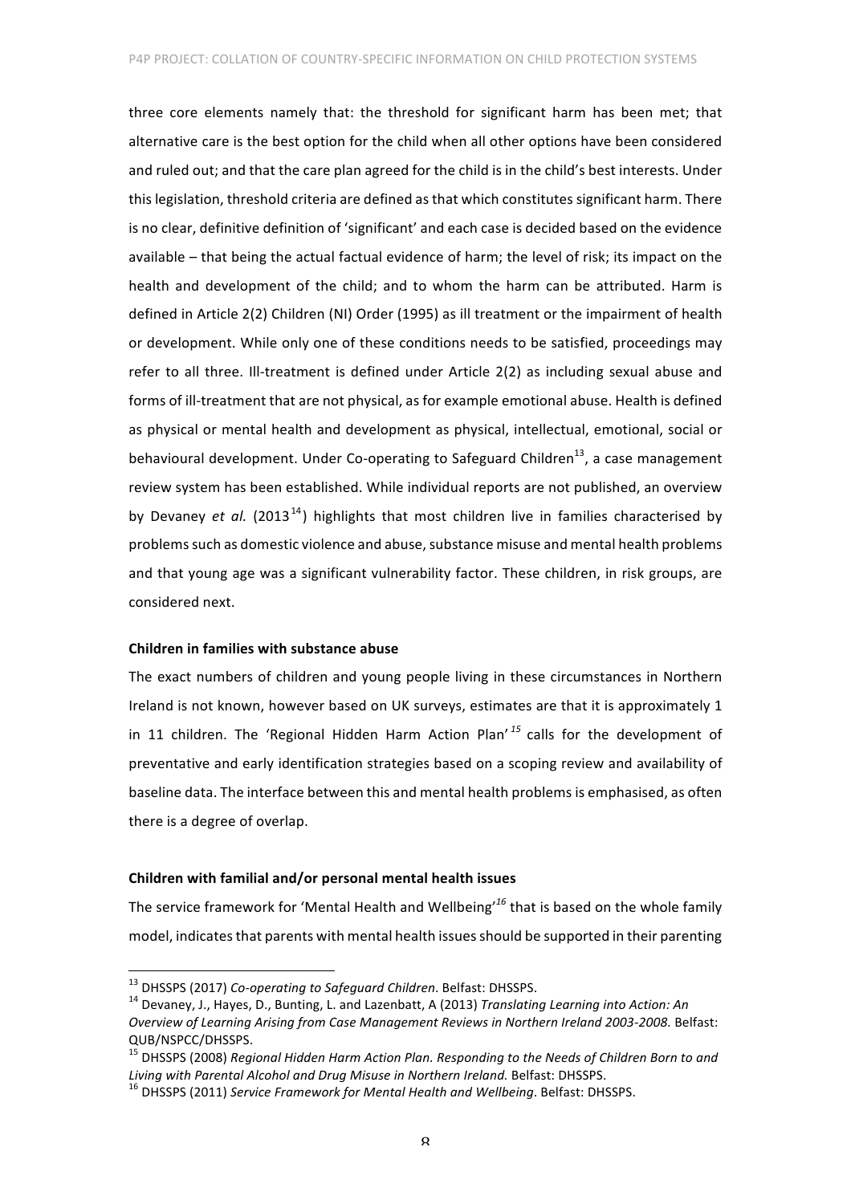three core elements namely that: the threshold for significant harm has been met; that alternative care is the best option for the child when all other options have been considered and ruled out; and that the care plan agreed for the child is in the child's best interests. Under this legislation, threshold criteria are defined as that which constitutes significant harm. There is no clear, definitive definition of 'significant' and each case is decided based on the evidence available – that being the actual factual evidence of harm; the level of risk; its impact on the health and development of the child; and to whom the harm can be attributed. Harm is defined in Article 2(2) Children (NI) Order (1995) as ill treatment or the impairment of health or development. While only one of these conditions needs to be satisfied, proceedings may refer to all three. Ill-treatment is defined under Article 2(2) as including sexual abuse and forms of ill-treatment that are not physical, as for example emotional abuse. Health is defined as physical or mental health and development as physical, intellectual, emotional, social or behavioural development. Under Co-operating to Safeguard Children[13], a case management review system has been established. While individual reports are not published, an overview by Devaney *et al.* (2013[14]) highlights that most children live in families characterised by problems such as domestic violence and abuse, substance misuse and mental health problems and that young age was a significant vulnerability factor. These children, in risk groups, are considered next.

**Children in families with substance abuse**

The exact numbers of children and young people living in these circumstances in Northern Ireland is not known, however based on UK surveys, estimates are that it is approximately 1 in 11 children. The 'Regional Hidden Harm Action Plan'[15] calls for the development of preventative and early identification strategies based on a scoping review and availability of baseline data. The interface between this and mental health problems is emphasised, as often there is a degree of overlap.

**Children with familial and/or personal mental health issues**

The service framework for 'Mental Health and Wellbeing'[16] that is based on the whole family model, indicates that parents with mental health issues should be supported in their parenting

---

[13] DHSSPS (2017) *Co-operating to Safeguard Children*. Belfast: DHSSPS.

[14] Devaney, J., Hayes, D., Bunting, L. and Lazenbatt, A (2013) *Translating Learning into Action: An Overview of Learning Arising from Case Management Reviews in Northern Ireland 2003-2008.* Belfast: QUB/NSPCC/DHSSPS.

[15] DHSSPS (2008) *Regional Hidden Harm Action Plan. Responding to the Needs of Children Born to and Living with Parental Alcohol and Drug Misuse in Northern Ireland.* Belfast: DHSSPS.

[16] DHSSPS (2011) *Service Framework for Mental Health and Wellbeing*. Belfast: DHSSPS.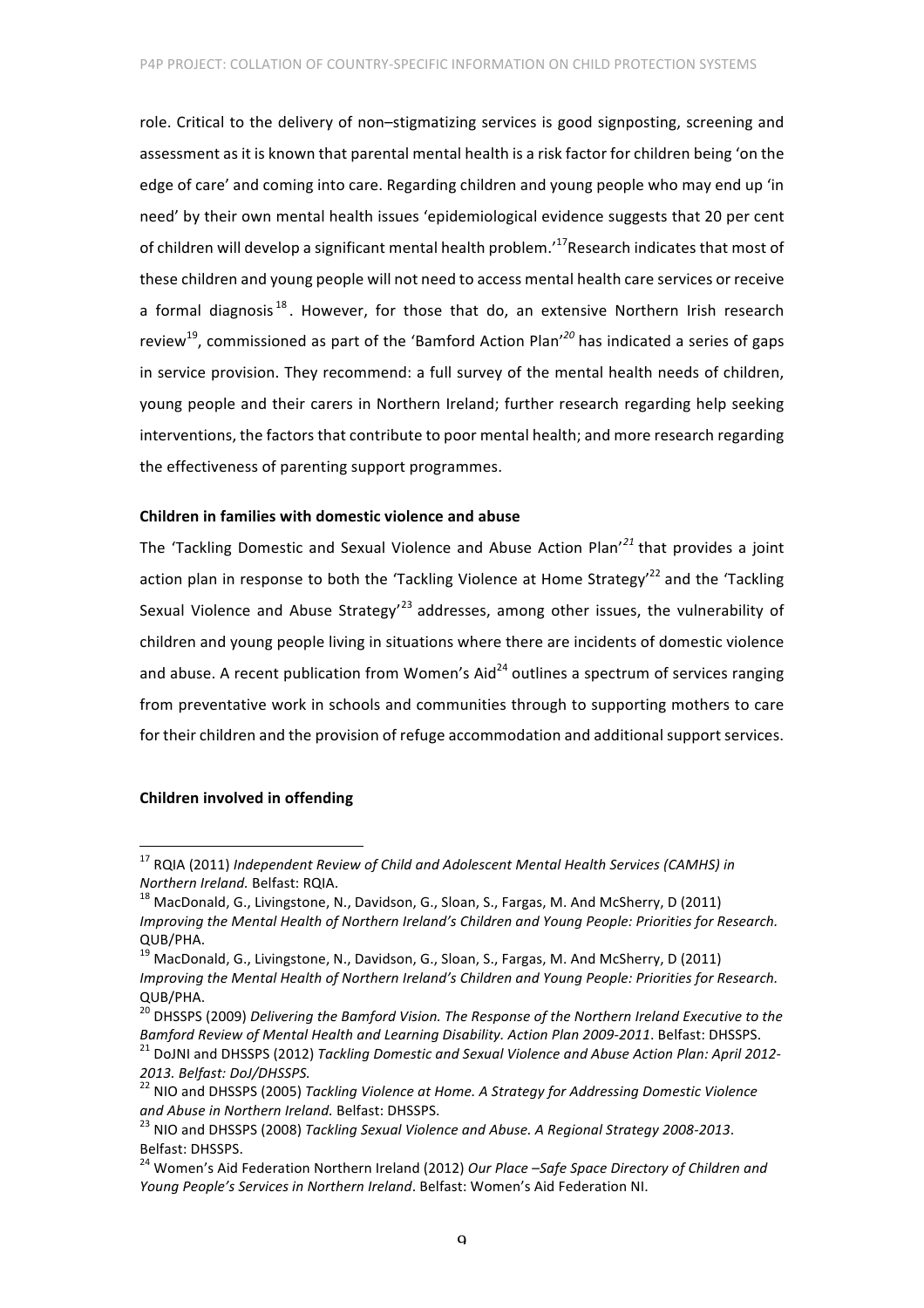role. Critical to the delivery of non–stigmatizing services is good signposting, screening and assessment as it is known that parental mental health is a risk factor for children being 'on the edge of care' and coming into care. Regarding children and young people who may end up 'in need' by their own mental health issues 'epidemiological evidence suggests that 20 per cent of children will develop a significant mental health problem.'[17] Research indicates that most of these children and young people will not need to access mental health care services or receive a formal diagnosis[18]. However, for those that do, an extensive Northern Irish research review[19], commissioned as part of the 'Bamford Action Plan'[20] has indicated a series of gaps in service provision. They recommend: a full survey of the mental health needs of children, young people and their carers in Northern Ireland; further research regarding help seeking interventions, the factors that contribute to poor mental health; and more research regarding the effectiveness of parenting support programmes.

**Children in families with domestic violence and abuse**

The 'Tackling Domestic and Sexual Violence and Abuse Action Plan'[21] that provides a joint action plan in response to both the 'Tackling Violence at Home Strategy'[22] and the 'Tackling Sexual Violence and Abuse Strategy'[23] addresses, among other issues, the vulnerability of children and young people living in situations where there are incidents of domestic violence and abuse. A recent publication from Women's Aid[24] outlines a spectrum of services ranging from preventative work in schools and communities through to supporting mothers to care for their children and the provision of refuge accommodation and additional support services.

**Children involved in offending**

---

[17] RQIA (2011) *Independent Review of Child and Adolescent Mental Health Services (CAMHS) in Northern Ireland.* Belfast: RQIA.

[18] MacDonald, G., Livingstone, N., Davidson, G., Sloan, S., Fargas, M. And McSherry, D (2011) *Improving the Mental Health of Northern Ireland's Children and Young People: Priorities for Research.* QUB/PHA.

[19] MacDonald, G., Livingstone, N., Davidson, G., Sloan, S., Fargas, M. And McSherry, D (2011) *Improving the Mental Health of Northern Ireland's Children and Young People: Priorities for Research.* QUB/PHA.

[20] DHSSPS (2009) *Delivering the Bamford Vision. The Response of the Northern Ireland Executive to the Bamford Review of Mental Health and Learning Disability. Action Plan 2009-2011*. Belfast: DHSSPS.

[21] DoJNI and DHSSPS (2012) *Tackling Domestic and Sexual Violence and Abuse Action Plan: April 2012-2013. Belfast: DoJ/DHSSPS.*

[22] NIO and DHSSPS (2005) *Tackling Violence at Home. A Strategy for Addressing Domestic Violence and Abuse in Northern Ireland.* Belfast: DHSSPS.

[23] NIO and DHSSPS (2008) *Tackling Sexual Violence and Abuse. A Regional Strategy 2008-2013*. Belfast: DHSSPS.

[24] Women's Aid Federation Northern Ireland (2012) *Our Place –Safe Space Directory of Children and Young People's Services in Northern Ireland*. Belfast: Women's Aid Federation NI.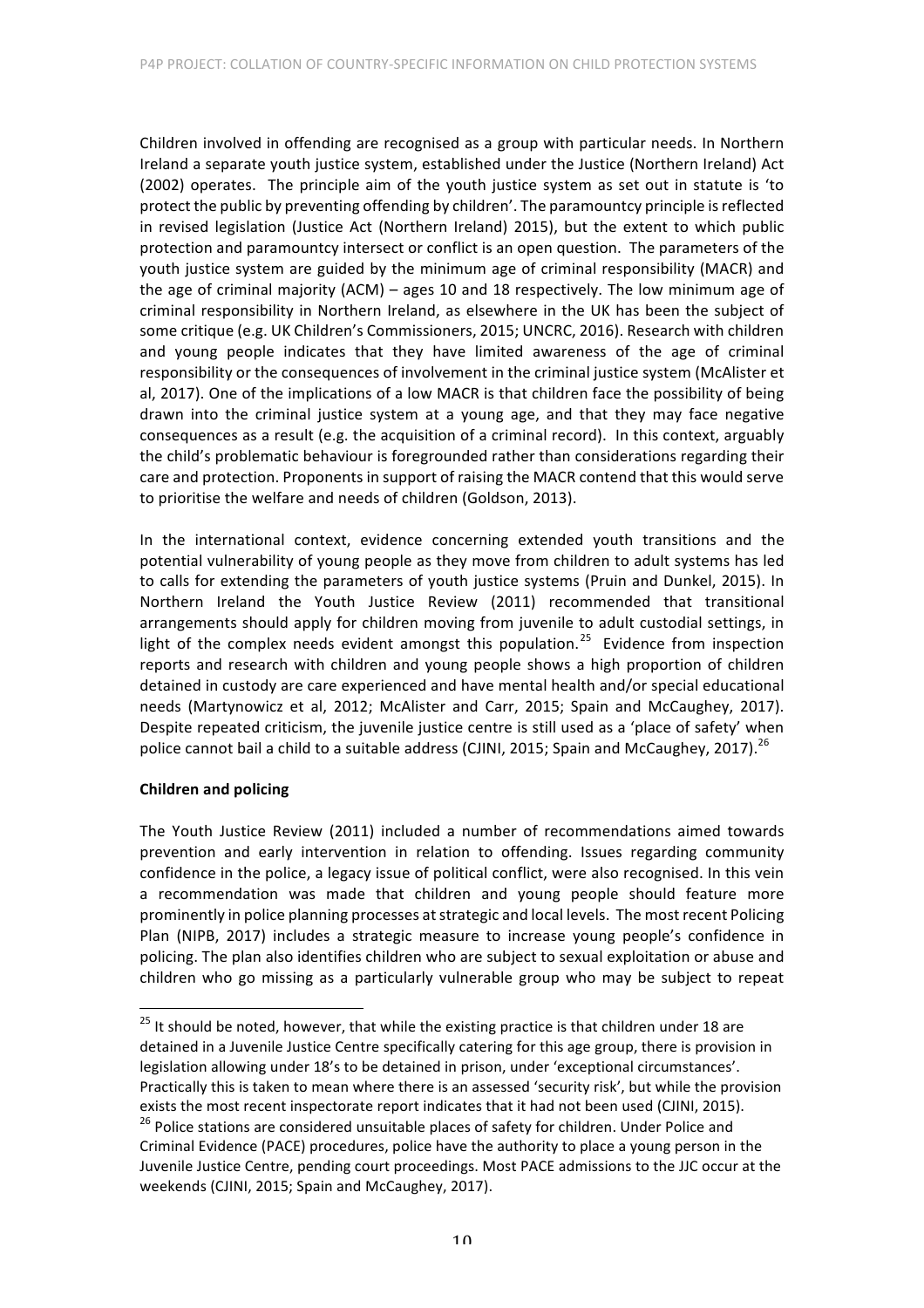Children involved in offending are recognised as a group with particular needs. In Northern Ireland a separate youth justice system, established under the Justice (Northern Ireland) Act (2002) operates. The principle aim of the youth justice system as set out in statute is 'to protect the public by preventing offending by children'. The paramountcy principle is reflected in revised legislation (Justice Act (Northern Ireland) 2015), but the extent to which public protection and paramountcy intersect or conflict is an open question. The parameters of the youth justice system are guided by the minimum age of criminal responsibility (MACR) and the age of criminal majority (ACM) – ages 10 and 18 respectively. The low minimum age of criminal responsibility in Northern Ireland, as elsewhere in the UK has been the subject of some critique (e.g. UK Children's Commissioners, 2015; UNCRC, 2016). Research with children and young people indicates that they have limited awareness of the age of criminal responsibility or the consequences of involvement in the criminal justice system (McAlister et al, 2017). One of the implications of a low MACR is that children face the possibility of being drawn into the criminal justice system at a young age, and that they may face negative consequences as a result (e.g. the acquisition of a criminal record). In this context, arguably the child's problematic behaviour is foregrounded rather than considerations regarding their care and protection. Proponents in support of raising the MACR contend that this would serve to prioritise the welfare and needs of children (Goldson, 2013).

In the international context, evidence concerning extended youth transitions and the potential vulnerability of young people as they move from children to adult systems has led to calls for extending the parameters of youth justice systems (Pruin and Dunkel, 2015). In Northern Ireland the Youth Justice Review (2011) recommended that transitional arrangements should apply for children moving from juvenile to adult custodial settings, in light of the complex needs evident amongst this population.[25] Evidence from inspection reports and research with children and young people shows a high proportion of children detained in custody are care experienced and have mental health and/or special educational needs (Martynowicz et al, 2012; McAlister and Carr, 2015; Spain and McCaughey, 2017). Despite repeated criticism, the juvenile justice centre is still used as a 'place of safety' when police cannot bail a child to a suitable address (CJINI, 2015; Spain and McCaughey, 2017).[26]

**Children and policing**

The Youth Justice Review (2011) included a number of recommendations aimed towards prevention and early intervention in relation to offending. Issues regarding community confidence in the police, a legacy issue of political conflict, were also recognised. In this vein a recommendation was made that children and young people should feature more prominently in police planning processes at strategic and local levels. The most recent Policing Plan (NIPB, 2017) includes a strategic measure to increase young people's confidence in policing. The plan also identifies children who are subject to sexual exploitation or abuse and children who go missing as a particularly vulnerable group who may be subject to repeat

---

[25] It should be noted, however, that while the existing practice is that children under 18 are detained in a Juvenile Justice Centre specifically catering for this age group, there is provision in legislation allowing under 18's to be detained in prison, under 'exceptional circumstances'. Practically this is taken to mean where there is an assessed 'security risk', but while the provision exists the most recent inspectorate report indicates that it had not been used (CJINI, 2015).

[26] Police stations are considered unsuitable places of safety for children. Under Police and Criminal Evidence (PACE) procedures, police have the authority to place a young person in the Juvenile Justice Centre, pending court proceedings. Most PACE admissions to the JJC occur at the weekends (CJINI, 2015; Spain and McCaughey, 2017).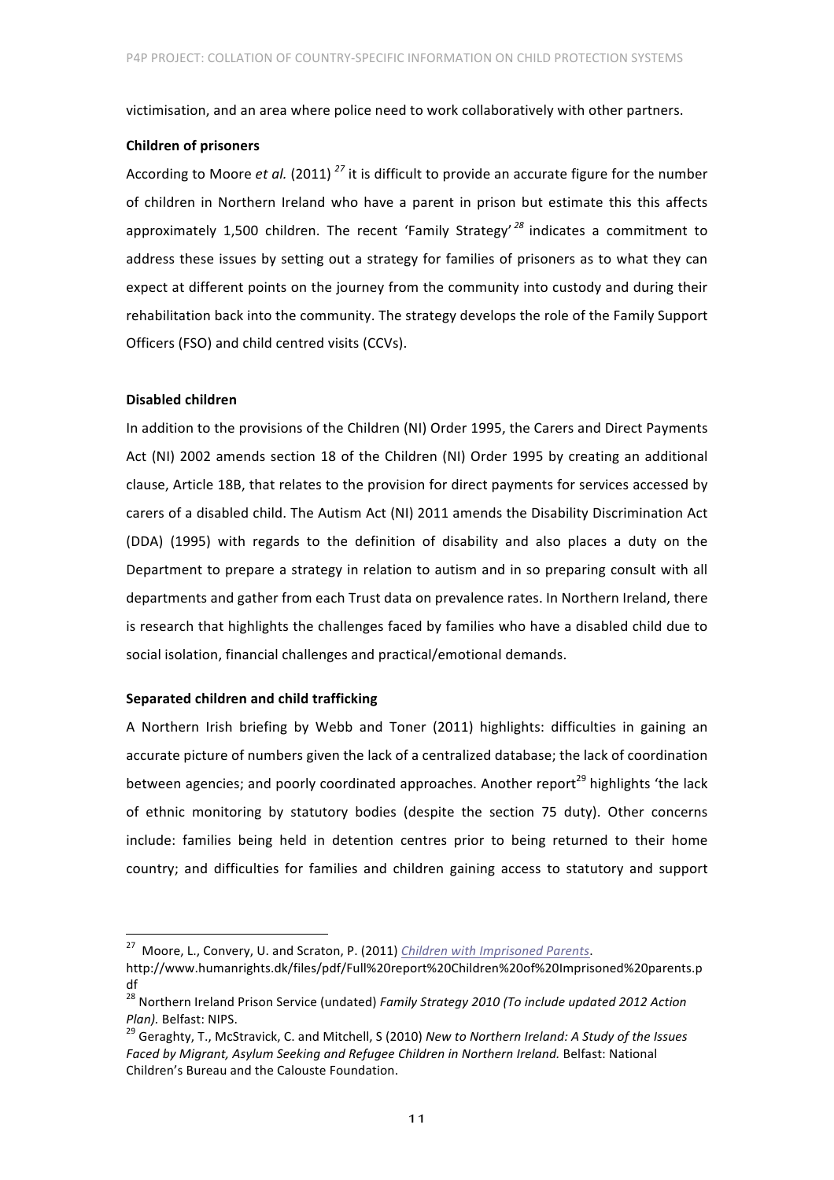victimisation, and an area where police need to work collaboratively with other partners.

**Children of prisoners**

According to Moore *et al.* (2011) [27] it is difficult to provide an accurate figure for the number of children in Northern Ireland who have a parent in prison but estimate this this affects approximately 1,500 children. The recent 'Family Strategy' [28] indicates a commitment to address these issues by setting out a strategy for families of prisoners as to what they can expect at different points on the journey from the community into custody and during their rehabilitation back into the community. The strategy develops the role of the Family Support Officers (FSO) and child centred visits (CCVs).

**Disabled children**

In addition to the provisions of the Children (NI) Order 1995, the Carers and Direct Payments Act (NI) 2002 amends section 18 of the Children (NI) Order 1995 by creating an additional clause, Article 18B, that relates to the provision for direct payments for services accessed by carers of a disabled child. The Autism Act (NI) 2011 amends the Disability Discrimination Act (DDA) (1995) with regards to the definition of disability and also places a duty on the Department to prepare a strategy in relation to autism and in so preparing consult with all departments and gather from each Trust data on prevalence rates. In Northern Ireland, there is research that highlights the challenges faced by families who have a disabled child due to social isolation, financial challenges and practical/emotional demands.

**Separated children and child trafficking**

A Northern Irish briefing by Webb and Toner (2011) highlights: difficulties in gaining an accurate picture of numbers given the lack of a centralized database; the lack of coordination between agencies; and poorly coordinated approaches. Another report[29] highlights 'the lack of ethnic monitoring by statutory bodies (despite the section 75 duty). Other concerns include: families being held in detention centres prior to being returned to their home country; and difficulties for families and children gaining access to statutory and support

---

[27] Moore, L., Convery, U. and Scraton, P. (2011) *Children with Imprisoned Parents*. http://www.humanrights.dk/files/pdf/Full%20report%20Children%20of%20Imprisoned%20parents.pdf

[28] Northern Ireland Prison Service (undated) *Family Strategy 2010 (To include updated 2012 Action Plan).* Belfast: NIPS.

[29] Geraghty, T., McStravick, C. and Mitchell, S (2010) *New to Northern Ireland: A Study of the Issues Faced by Migrant, Asylum Seeking and Refugee Children in Northern Ireland.* Belfast: National Children's Bureau and the Calouste Foundation.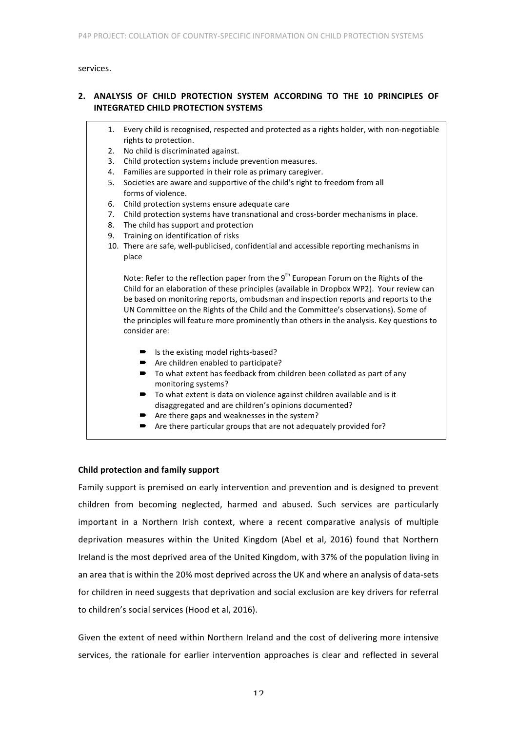services.

## 2. ANALYSIS OF CHILD PROTECTION SYSTEM ACCORDING TO THE 10 PRINCIPLES OF INTEGRATED CHILD PROTECTION SYSTEMS

1. Every child is recognised, respected and protected as a rights holder, with non-negotiable rights to protection.
2. No child is discriminated against.
3. Child protection systems include prevention measures.
4. Families are supported in their role as primary caregiver.
5. Societies are aware and supportive of the child's right to freedom from all forms of violence.
6. Child protection systems ensure adequate care
7. Child protection systems have transnational and cross-border mechanisms in place.
8. The child has support and protection
9. Training on identification of risks
10. There are safe, well-publicised, confidential and accessible reporting mechanisms in place

Note: Refer to the reflection paper from the 9th European Forum on the Rights of the Child for an elaboration of these principles (available in Dropbox WP2). Your review can be based on monitoring reports, ombudsman and inspection reports and reports to the UN Committee on the Rights of the Child and the Committee's observations). Some of the principles will feature more prominently than others in the analysis. Key questions to consider are:

- Is the existing model rights-based?
- Are children enabled to participate?
- To what extent has feedback from children been collated as part of any monitoring systems?
- To what extent is data on violence against children available and is it disaggregated and are children's opinions documented?
- Are there gaps and weaknesses in the system?
- Are there particular groups that are not adequately provided for?

**Child protection and family support**

Family support is premised on early intervention and prevention and is designed to prevent children from becoming neglected, harmed and abused. Such services are particularly important in a Northern Irish context, where a recent comparative analysis of multiple deprivation measures within the United Kingdom (Abel et al, 2016) found that Northern Ireland is the most deprived area of the United Kingdom, with 37% of the population living in an area that is within the 20% most deprived across the UK and where an analysis of data-sets for children in need suggests that deprivation and social exclusion are key drivers for referral to children's social services (Hood et al, 2016).

Given the extent of need within Northern Ireland and the cost of delivering more intensive services, the rationale for earlier intervention approaches is clear and reflected in several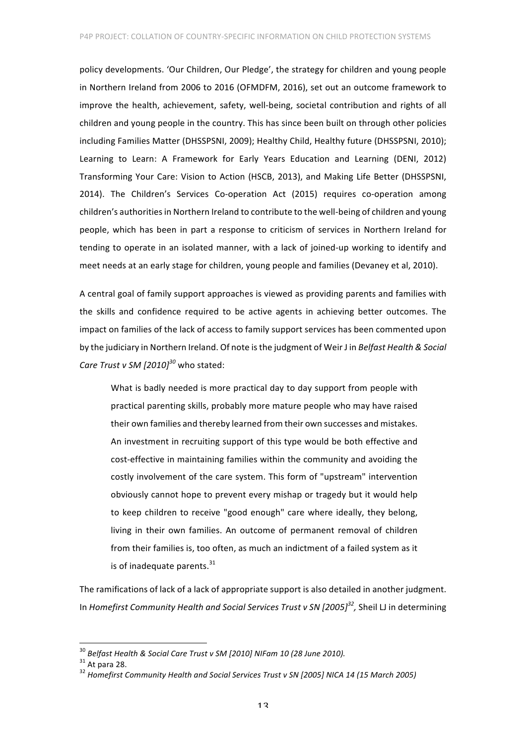policy developments. 'Our Children, Our Pledge', the strategy for children and young people in Northern Ireland from 2006 to 2016 (OFMDFM, 2016), set out an outcome framework to improve the health, achievement, safety, well-being, societal contribution and rights of all children and young people in the country. This has since been built on through other policies including Families Matter (DHSSPSNI, 2009); Healthy Child, Healthy future (DHSSPSNI, 2010); Learning to Learn: A Framework for Early Years Education and Learning (DENI, 2012) Transforming Your Care: Vision to Action (HSCB, 2013), and Making Life Better (DHSSPSNI, 2014). The Children's Services Co-operation Act (2015) requires co-operation among children's authorities in Northern Ireland to contribute to the well-being of children and young people, which has been in part a response to criticism of services in Northern Ireland for tending to operate in an isolated manner, with a lack of joined-up working to identify and meet needs at an early stage for children, young people and families (Devaney et al, 2010).

A central goal of family support approaches is viewed as providing parents and families with the skills and confidence required to be active agents in achieving better outcomes. The impact on families of the lack of access to family support services has been commented upon by the judiciary in Northern Ireland. Of note is the judgment of Weir J in *Belfast Health & Social Care Trust v SM [2010]*[30] who stated:

> What is badly needed is more practical day to day support from people with practical parenting skills, probably more mature people who may have raised their own families and thereby learned from their own successes and mistakes. An investment in recruiting support of this type would be both effective and cost-effective in maintaining families within the community and avoiding the costly involvement of the care system. This form of "upstream" intervention obviously cannot hope to prevent every mishap or tragedy but it would help to keep children to receive "good enough" care where ideally, they belong, living in their own families. An outcome of permanent removal of children from their families is, too often, as much an indictment of a failed system as it is of inadequate parents.[31]

The ramifications of lack of a lack of appropriate support is also detailed in another judgment. In *Homefirst Community Health and Social Services Trust v SN [2005]*[32], Sheil LJ in determining

---

[30] *Belfast Health & Social Care Trust v SM [2010] NIFam 10 (28 June 2010).*

[31] At para 28.

[32] *Homefirst Community Health and Social Services Trust v SN [2005] NICA 14 (15 March 2005)*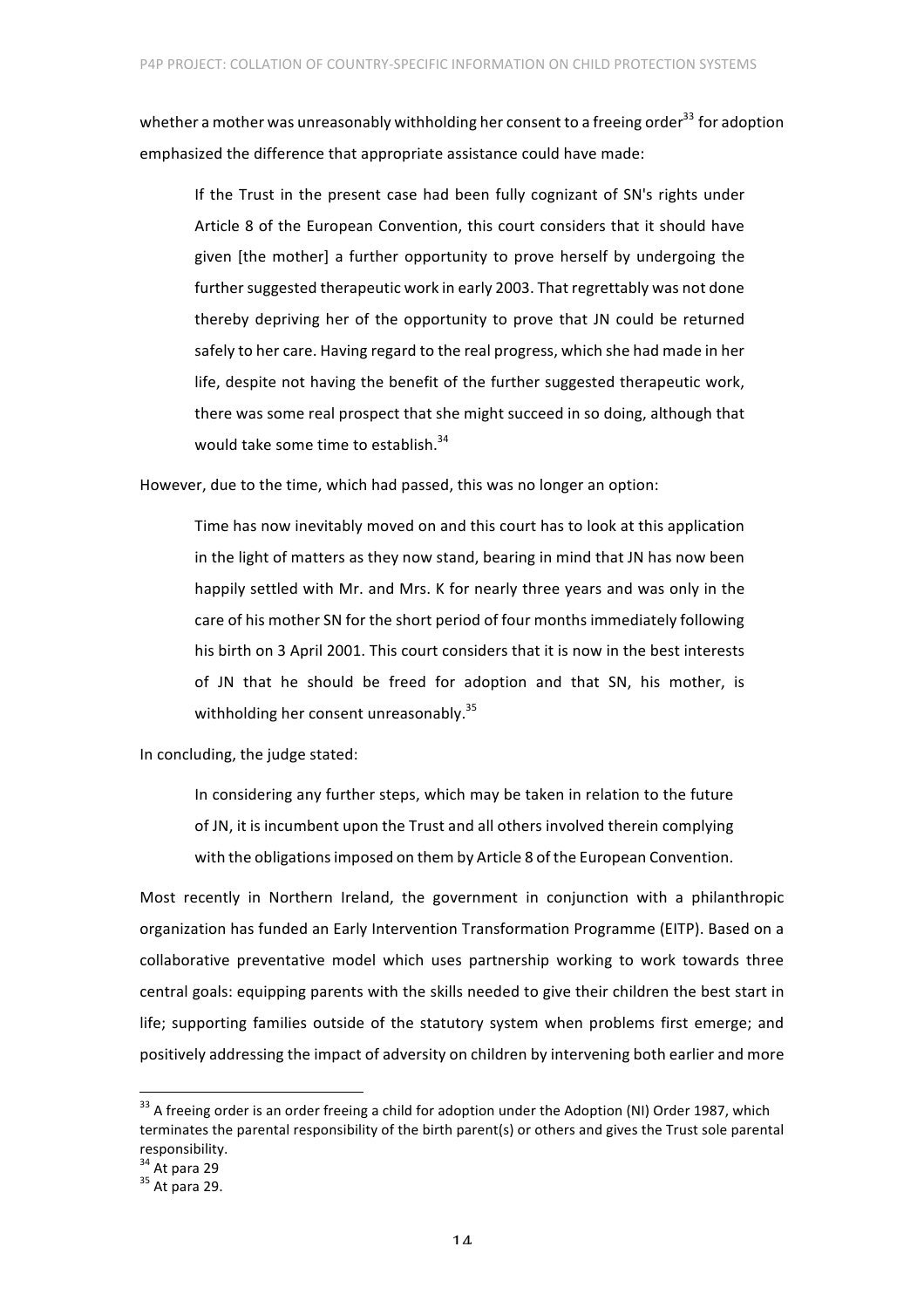whether a mother was unreasonably withholding her consent to a freeing order[33] for adoption emphasized the difference that appropriate assistance could have made:

> If the Trust in the present case had been fully cognizant of SN's rights under Article 8 of the European Convention, this court considers that it should have given [the mother] a further opportunity to prove herself by undergoing the further suggested therapeutic work in early 2003. That regrettably was not done thereby depriving her of the opportunity to prove that JN could be returned safely to her care. Having regard to the real progress, which she had made in her life, despite not having the benefit of the further suggested therapeutic work, there was some real prospect that she might succeed in so doing, although that would take some time to establish.[34]

However, due to the time, which had passed, this was no longer an option:

> Time has now inevitably moved on and this court has to look at this application in the light of matters as they now stand, bearing in mind that JN has now been happily settled with Mr. and Mrs. K for nearly three years and was only in the care of his mother SN for the short period of four months immediately following his birth on 3 April 2001. This court considers that it is now in the best interests of JN that he should be freed for adoption and that SN, his mother, is withholding her consent unreasonably.[35]

In concluding, the judge stated:

> In considering any further steps, which may be taken in relation to the future of JN, it is incumbent upon the Trust and all others involved therein complying with the obligations imposed on them by Article 8 of the European Convention.

Most recently in Northern Ireland, the government in conjunction with a philanthropic organization has funded an Early Intervention Transformation Programme (EITP). Based on a collaborative preventative model which uses partnership working to work towards three central goals: equipping parents with the skills needed to give their children the best start in life; supporting families outside of the statutory system when problems first emerge; and positively addressing the impact of adversity on children by intervening both earlier and more

---

[33] A freeing order is an order freeing a child for adoption under the Adoption (NI) Order 1987, which terminates the parental responsibility of the birth parent(s) or others and gives the Trust sole parental responsibility.

[34] At para 29

[35] At para 29.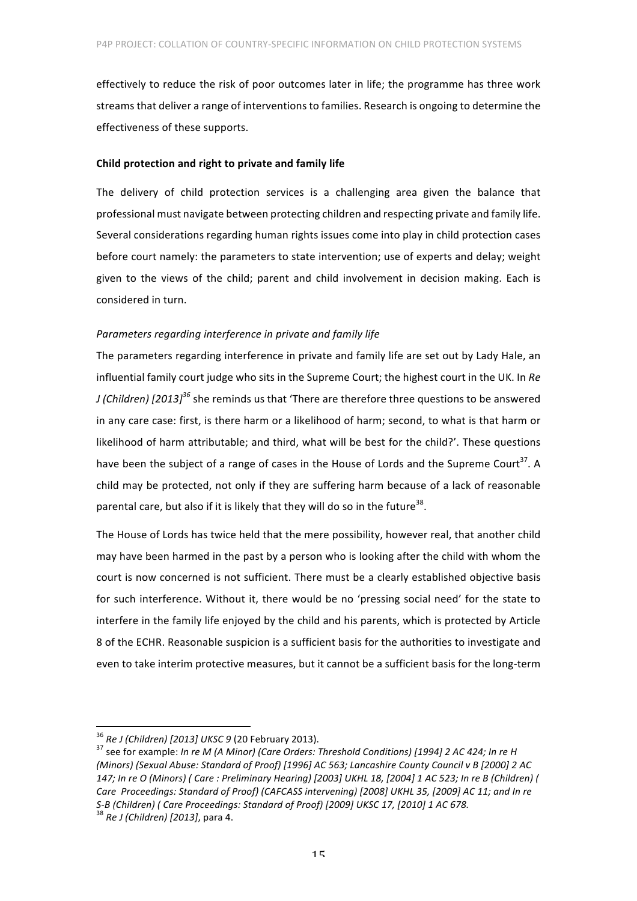effectively to reduce the risk of poor outcomes later in life; the programme has three work streams that deliver a range of interventions to families. Research is ongoing to determine the effectiveness of these supports.

**Child protection and right to private and family life**

The delivery of child protection services is a challenging area given the balance that professional must navigate between protecting children and respecting private and family life. Several considerations regarding human rights issues come into play in child protection cases before court namely: the parameters to state intervention; use of experts and delay; weight given to the views of the child; parent and child involvement in decision making. Each is considered in turn.

*Parameters regarding interference in private and family life*

The parameters regarding interference in private and family life are set out by Lady Hale, an influential family court judge who sits in the Supreme Court; the highest court in the UK. In *Re J (Children) [2013]*[36] she reminds us that 'There are therefore three questions to be answered in any care case: first, is there harm or a likelihood of harm; second, to what is that harm or likelihood of harm attributable; and third, what will be best for the child?'. These questions have been the subject of a range of cases in the House of Lords and the Supreme Court[37]. A child may be protected, not only if they are suffering harm because of a lack of reasonable parental care, but also if it is likely that they will do so in the future[38].

The House of Lords has twice held that the mere possibility, however real, that another child may have been harmed in the past by a person who is looking after the child with whom the court is now concerned is not sufficient. There must be a clearly established objective basis for such interference. Without it, there would be no 'pressing social need' for the state to interfere in the family life enjoyed by the child and his parents, which is protected by Article 8 of the ECHR. Reasonable suspicion is a sufficient basis for the authorities to investigate and even to take interim protective measures, but it cannot be a sufficient basis for the long-term

---

[36] *Re J (Children) [2013] UKSC 9* (20 February 2013).

[37] see for example: *In re M (A Minor) (Care Orders: Threshold Conditions) [1994] 2 AC 424; In re H (Minors) (Sexual Abuse: Standard of Proof) [1996] AC 563; Lancashire County Council v B [2000] 2 AC 147; In re O (Minors) ( Care : Preliminary Hearing) [2003] UKHL 18, [2004] 1 AC 523; In re B (Children) ( Care Proceedings: Standard of Proof) (CAFCASS intervening) [2008] UKHL 35, [2009] AC 11; and In re S-B (Children) ( Care Proceedings: Standard of Proof) [2009] UKSC 17, [2010] 1 AC 678.*

[38] *Re J (Children) [2013]*, para 4.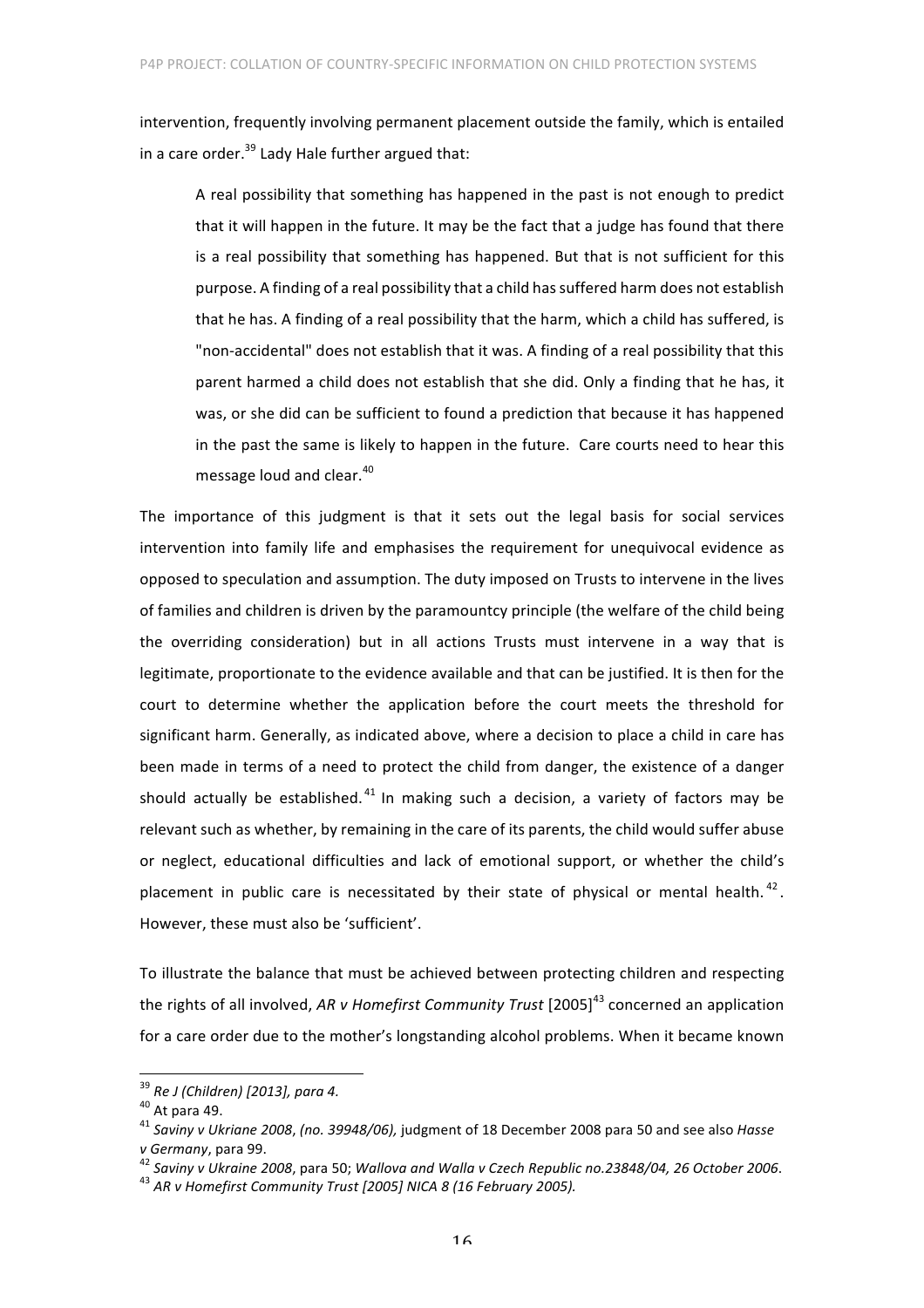intervention, frequently involving permanent placement outside the family, which is entailed in a care order.[39] Lady Hale further argued that:

> A real possibility that something has happened in the past is not enough to predict that it will happen in the future. It may be the fact that a judge has found that there is a real possibility that something has happened. But that is not sufficient for this purpose. A finding of a real possibility that a child has suffered harm does not establish that he has. A finding of a real possibility that the harm, which a child has suffered, is "non-accidental" does not establish that it was. A finding of a real possibility that this parent harmed a child does not establish that she did. Only a finding that he has, it was, or she did can be sufficient to found a prediction that because it has happened in the past the same is likely to happen in the future. Care courts need to hear this message loud and clear.[40]

The importance of this judgment is that it sets out the legal basis for social services intervention into family life and emphasises the requirement for unequivocal evidence as opposed to speculation and assumption. The duty imposed on Trusts to intervene in the lives of families and children is driven by the paramountcy principle (the welfare of the child being the overriding consideration) but in all actions Trusts must intervene in a way that is legitimate, proportionate to the evidence available and that can be justified. It is then for the court to determine whether the application before the court meets the threshold for significant harm. Generally, as indicated above, where a decision to place a child in care has been made in terms of a need to protect the child from danger, the existence of a danger should actually be established.[41] In making such a decision, a variety of factors may be relevant such as whether, by remaining in the care of its parents, the child would suffer abuse or neglect, educational difficulties and lack of emotional support, or whether the child's placement in public care is necessitated by their state of physical or mental health.[42]. However, these must also be 'sufficient'.

To illustrate the balance that must be achieved between protecting children and respecting the rights of all involved, *AR v Homefirst Community Trust* [2005][43] concerned an application for a care order due to the mother's longstanding alcohol problems. When it became known

---

[39] *Re J (Children) [2013], para 4.*

[40] At para 49.

[41] *Saviny v Ukriane 2008*, *(no. 39948/06),* judgment of 18 December 2008 para 50 and see also *Hasse v Germany*, para 99.

[42] *Saviny v Ukraine 2008*, para 50; *Wallova and Walla v Czech Republic no.23848/04, 26 October 2006.*

[43] *AR v Homefirst Community Trust [2005] NICA 8 (16 February 2005).*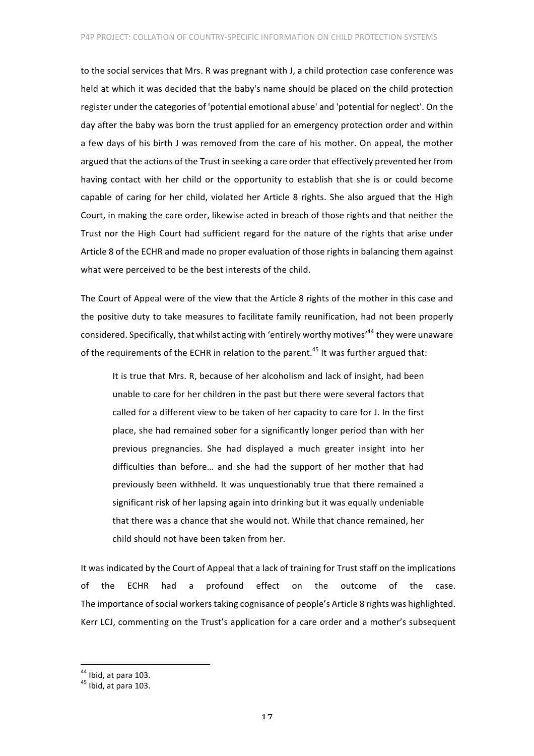to the social services that Mrs. R was pregnant with J, a child protection case conference was held at which it was decided that the baby's name should be placed on the child protection register under the categories of 'potential emotional abuse' and 'potential for neglect'. On the day after the baby was born the trust applied for an emergency protection order and within a few days of his birth J was removed from the care of his mother. On appeal, the mother argued that the actions of the Trust in seeking a care order that effectively prevented her from having contact with her child or the opportunity to establish that she is or could become capable of caring for her child, violated her Article 8 rights. She also argued that the High Court, in making the care order, likewise acted in breach of those rights and that neither the Trust nor the High Court had sufficient regard for the nature of the rights that arise under Article 8 of the ECHR and made no proper evaluation of those rights in balancing them against what were perceived to be the best interests of the child.

The Court of Appeal were of the view that the Article 8 rights of the mother in this case and the positive duty to take measures to facilitate family reunification, had not been properly considered. Specifically, that whilst acting with 'entirely worthy motives'[44] they were unaware of the requirements of the ECHR in relation to the parent.[45] It was further argued that:

> It is true that Mrs. R, because of her alcoholism and lack of insight, had been unable to care for her children in the past but there were several factors that called for a different view to be taken of her capacity to care for J. In the first place, she had remained sober for a significantly longer period than with her previous pregnancies. She had displayed a much greater insight into her difficulties than before… and she had the support of her mother that had previously been withheld. It was unquestionably true that there remained a significant risk of her lapsing again into drinking but it was equally undeniable that there was a chance that she would not. While that chance remained, her child should not have been taken from her.

It was indicated by the Court of Appeal that a lack of training for Trust staff on the implications of the ECHR had a profound effect on the outcome of the case. The importance of social workers taking cognisance of people's Article 8 rights was highlighted. Kerr LCJ, commenting on the Trust's application for a care order and a mother's subsequent

---

[44] Ibid, at para 103.

[45] Ibid, at para 103.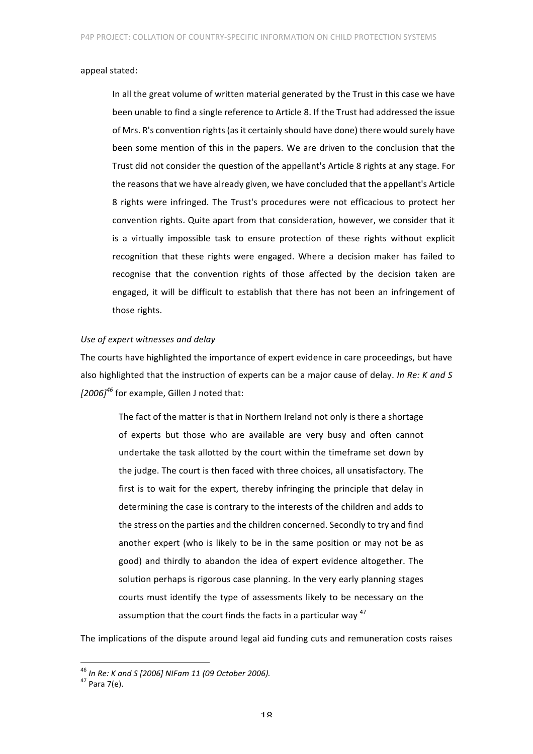appeal stated:

> In all the great volume of written material generated by the Trust in this case we have been unable to find a single reference to Article 8. If the Trust had addressed the issue of Mrs. R's convention rights (as it certainly should have done) there would surely have been some mention of this in the papers. We are driven to the conclusion that the Trust did not consider the question of the appellant's Article 8 rights at any stage. For the reasons that we have already given, we have concluded that the appellant's Article 8 rights were infringed. The Trust's procedures were not efficacious to protect her convention rights. Quite apart from that consideration, however, we consider that it is a virtually impossible task to ensure protection of these rights without explicit recognition that these rights were engaged. Where a decision maker has failed to recognise that the convention rights of those affected by the decision taken are engaged, it will be difficult to establish that there has not been an infringement of those rights.

*Use of expert witnesses and delay*

The courts have highlighted the importance of expert evidence in care proceedings, but have also highlighted that the instruction of experts can be a major cause of delay. *In Re: K and S [2006]*[46] for example, Gillen J noted that:

> The fact of the matter is that in Northern Ireland not only is there a shortage of experts but those who are available are very busy and often cannot undertake the task allotted by the court within the timeframe set down by the judge. The court is then faced with three choices, all unsatisfactory. The first is to wait for the expert, thereby infringing the principle that delay in determining the case is contrary to the interests of the children and adds to the stress on the parties and the children concerned. Secondly to try and find another expert (who is likely to be in the same position or may not be as good) and thirdly to abandon the idea of expert evidence altogether. The solution perhaps is rigorous case planning. In the very early planning stages courts must identify the type of assessments likely to be necessary on the assumption that the court finds the facts in a particular way [47]

The implications of the dispute around legal aid funding cuts and remuneration costs raises

[46] *In Re: K and S [2006] NIFam 11 (09 October 2006).*

[47] Para 7(e).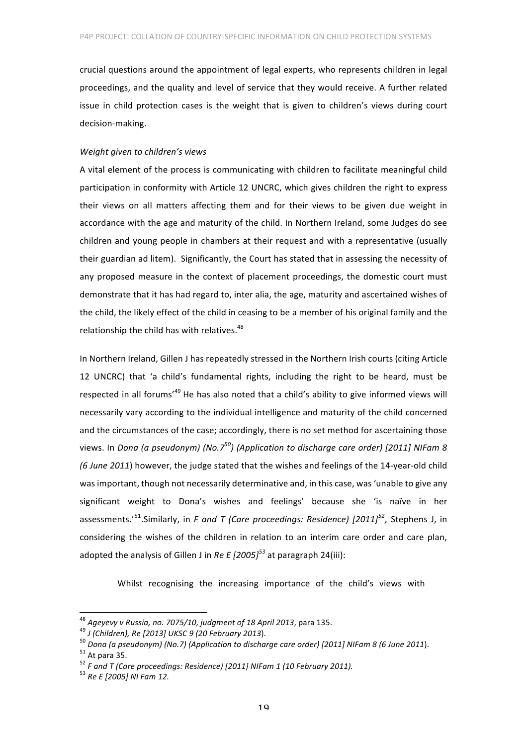crucial questions around the appointment of legal experts, who represents children in legal proceedings, and the quality and level of service that they would receive. A further related issue in child protection cases is the weight that is given to children's views during court decision-making.

*Weight given to children's views*

A vital element of the process is communicating with children to facilitate meaningful child participation in conformity with Article 12 UNCRC, which gives children the right to express their views on all matters affecting them and for their views to be given due weight in accordance with the age and maturity of the child. In Northern Ireland, some Judges do see children and young people in chambers at their request and with a representative (usually their guardian ad litem). Significantly, the Court has stated that in assessing the necessity of any proposed measure in the context of placement proceedings, the domestic court must demonstrate that it has had regard to, inter alia, the age, maturity and ascertained wishes of the child, the likely effect of the child in ceasing to be a member of his original family and the relationship the child has with relatives.[48]

In Northern Ireland, Gillen J has repeatedly stressed in the Northern Irish courts (citing Article 12 UNCRC) that 'a child's fundamental rights, including the right to be heard, must be respected in all forums'[49] He has also noted that a child's ability to give informed views will necessarily vary according to the individual intelligence and maturity of the child concerned and the circumstances of the case; accordingly, there is no set method for ascertaining those views. In *Dona (a pseudonym) (No.7[50]) (Application to discharge care order) [2011] NIFam 8 (6 June 2011)* however, the judge stated that the wishes and feelings of the 14-year-old child was important, though not necessarily determinative and, in this case, was 'unable to give any significant weight to Dona's wishes and feelings' because she 'is naïve in her assessments.'[51].Similarly, in *F and T (Care proceedings: Residence) [2011][52]*, Stephens J, in considering the wishes of the children in relation to an interim care order and care plan, adopted the analysis of Gillen J in *Re E [2005][53]* at paragraph 24(iii):

> Whilst recognising the increasing importance of the child's views with

---

[48] *Ageyevy v Russia, no. 7075/10, judgment of 18 April 2013*, para 135.

[49] *J (Children), Re [2013] UKSC 9 (20 February 2013*).

[50] *Dona (a pseudonym) (No.7) (Application to discharge care order) [2011] NIFam 8 (6 June 2011*).

[51] At para 35.

[52] *F and T (Care proceedings: Residence) [2011] NIFam 1 (10 February 2011).*

[53] *Re E [2005] NI Fam 12.*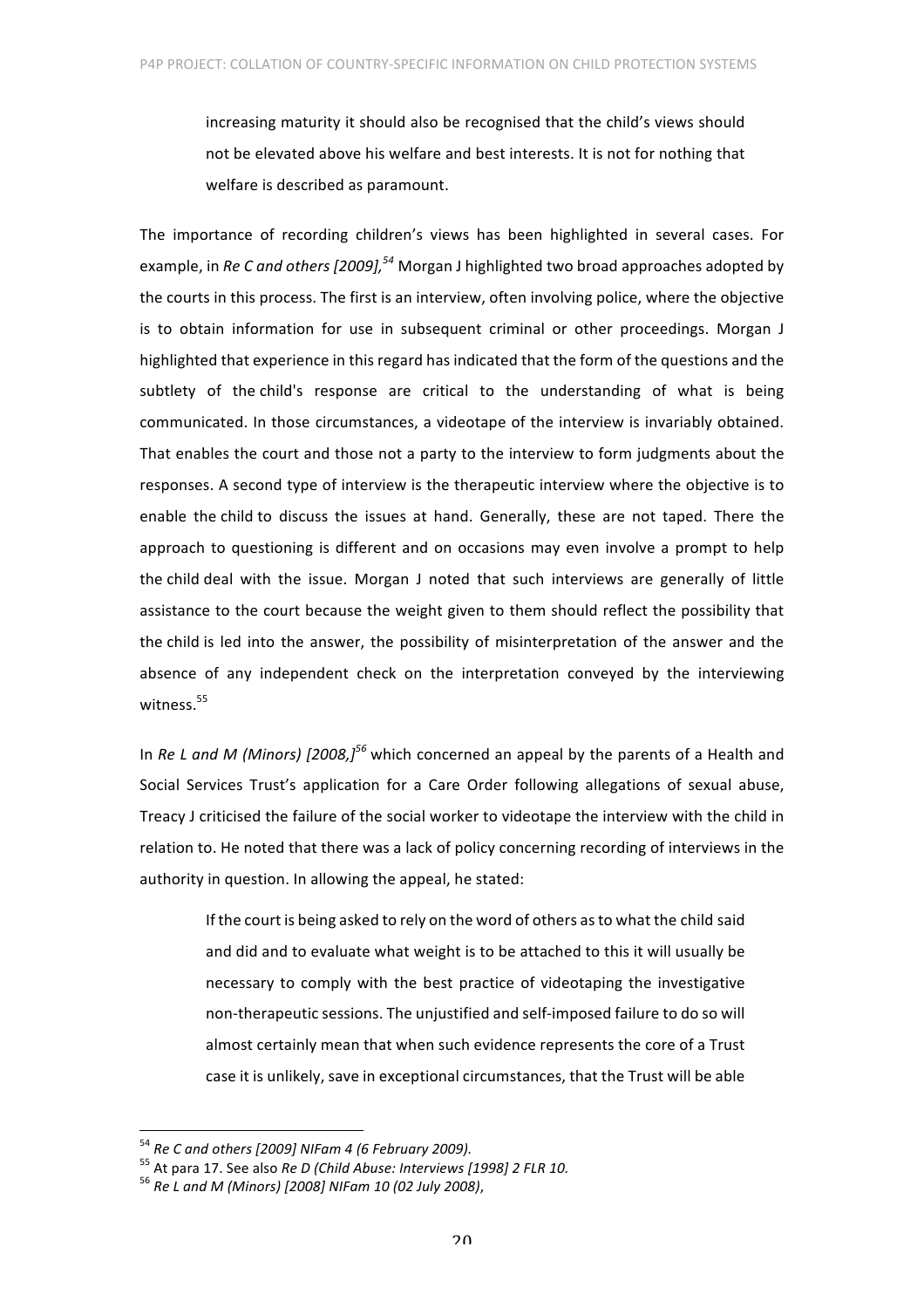> increasing maturity it should also be recognised that the child's views should not be elevated above his welfare and best interests. It is not for nothing that welfare is described as paramount.

The importance of recording children's views has been highlighted in several cases. For example, in *Re C and others [2009],*[54] Morgan J highlighted two broad approaches adopted by the courts in this process. The first is an interview, often involving police, where the objective is to obtain information for use in subsequent criminal or other proceedings. Morgan J highlighted that experience in this regard has indicated that the form of the questions and the subtlety of the child's response are critical to the understanding of what is being communicated. In those circumstances, a videotape of the interview is invariably obtained. That enables the court and those not a party to the interview to form judgments about the responses. A second type of interview is the therapeutic interview where the objective is to enable the child to discuss the issues at hand. Generally, these are not taped. There the approach to questioning is different and on occasions may even involve a prompt to help the child deal with the issue. Morgan J noted that such interviews are generally of little assistance to the court because the weight given to them should reflect the possibility that the child is led into the answer, the possibility of misinterpretation of the answer and the absence of any independent check on the interpretation conveyed by the interviewing witness.[55]

In *Re L and M (Minors) [2008,]*[56] which concerned an appeal by the parents of a Health and Social Services Trust's application for a Care Order following allegations of sexual abuse, Treacy J criticised the failure of the social worker to videotape the interview with the child in relation to. He noted that there was a lack of policy concerning recording of interviews in the authority in question. In allowing the appeal, he stated:

> If the court is being asked to rely on the word of others as to what the child said and did and to evaluate what weight is to be attached to this it will usually be necessary to comply with the best practice of videotaping the investigative non-therapeutic sessions. The unjustified and self-imposed failure to do so will almost certainly mean that when such evidence represents the core of a Trust case it is unlikely, save in exceptional circumstances, that the Trust will be able

---

[54] *Re C and others [2009] NIFam 4 (6 February 2009).*

[55] At para 17. See also *Re D (Child Abuse: Interviews [1998] 2 FLR 10.*

[56] *Re L and M (Minors) [2008] NIFam 10 (02 July 2008)*,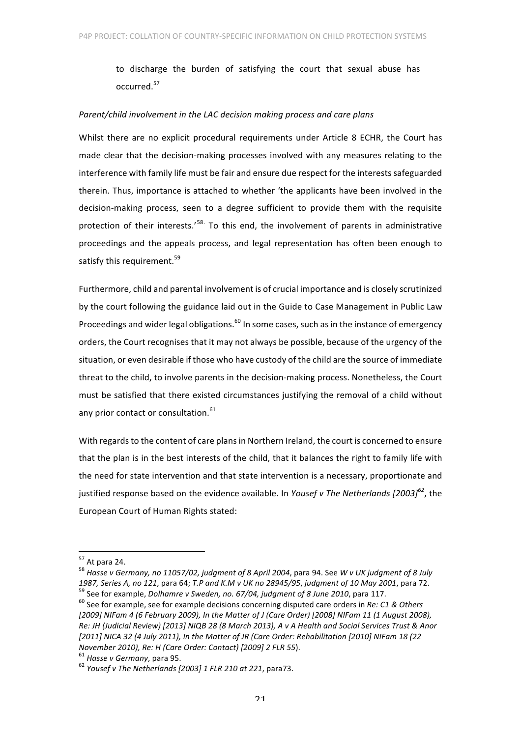to discharge the burden of satisfying the court that sexual abuse has occurred.[57]

*Parent/child involvement in the LAC decision making process and care plans*

Whilst there are no explicit procedural requirements under Article 8 ECHR, the Court has made clear that the decision-making processes involved with any measures relating to the interference with family life must be fair and ensure due respect for the interests safeguarded therein. Thus, importance is attached to whether 'the applicants have been involved in the decision-making process, seen to a degree sufficient to provide them with the requisite protection of their interests.'[58] To this end, the involvement of parents in administrative proceedings and the appeals process, and legal representation has often been enough to satisfy this requirement.[59]

Furthermore, child and parental involvement is of crucial importance and is closely scrutinized by the court following the guidance laid out in the Guide to Case Management in Public Law Proceedings and wider legal obligations.[60] In some cases, such as in the instance of emergency orders, the Court recognises that it may not always be possible, because of the urgency of the situation, or even desirable if those who have custody of the child are the source of immediate threat to the child, to involve parents in the decision-making process. Nonetheless, the Court must be satisfied that there existed circumstances justifying the removal of a child without any prior contact or consultation.[61]

With regards to the content of care plans in Northern Ireland, the court is concerned to ensure that the plan is in the best interests of the child, that it balances the right to family life with the need for state intervention and that state intervention is a necessary, proportionate and justified response based on the evidence available. In *Yousef v The Netherlands [2003]*[62], the European Court of Human Rights stated:

---

[57] At para 24.

[58] *Hasse v Germany, no 11057/02, judgment of 8 April 2004*, para 94. See *W v UK judgment of 8 July 1987, Series A, no 121*, para 64; *T.P and K.M v UK no 28945/95, judgment of 10 May 2001*, para 72.

[59] See for example, *Dolhamre v Sweden, no. 67/04, judgment of 8 June 2010*, para 117.

[60] See for example, see for example decisions concerning disputed care orders in *Re: C1 & Others [2009] NIFam 4 (6 February 2009), In the Matter of J (Care Order) [2008] NIFam 11 (1 August 2008), Re: JH (Judicial Review) [2013] NIQB 28 (8 March 2013), A v A Health and Social Services Trust & Anor [2011] NICA 32 (4 July 2011), In the Matter of JR (Care Order: Rehabilitation [2010] NIFam 18 (22 November 2010), Re: H (Care Order: Contact) [2009] 2 FLR 55*).

[61] *Hasse v Germany*, para 95.

[62] *Yousef v The Netherlands [2003] 1 FLR 210 at 221*, para73.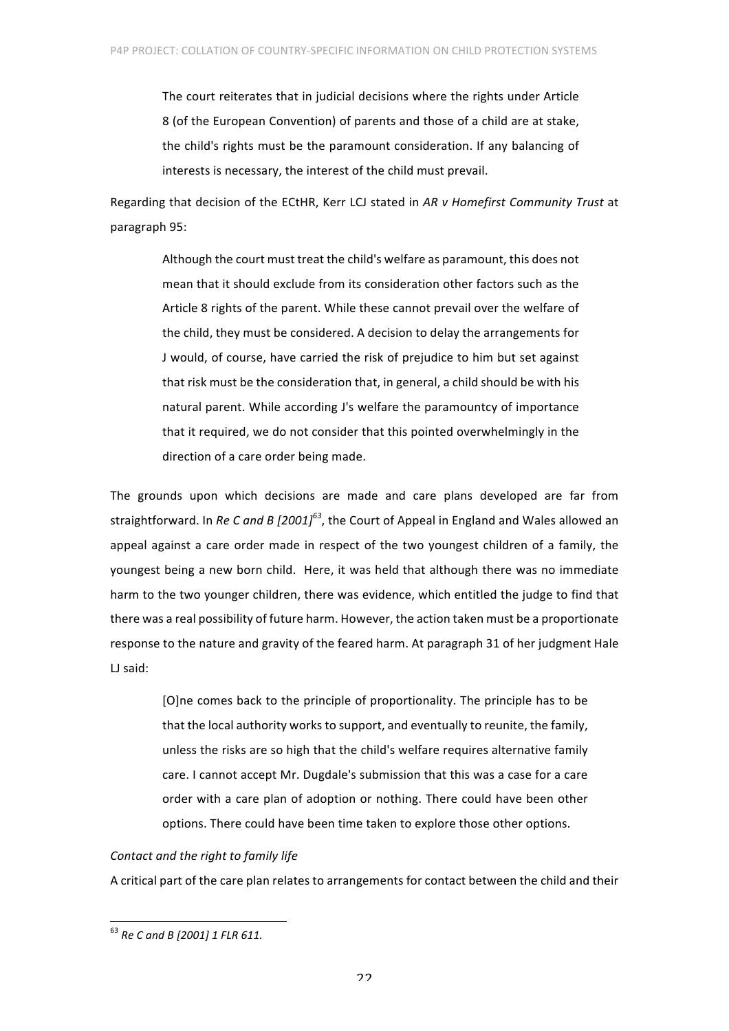> The court reiterates that in judicial decisions where the rights under Article 8 (of the European Convention) of parents and those of a child are at stake, the child's rights must be the paramount consideration. If any balancing of interests is necessary, the interest of the child must prevail.

Regarding that decision of the ECtHR, Kerr LCJ stated in *AR v Homefirst Community Trust* at paragraph 95:

> Although the court must treat the child's welfare as paramount, this does not mean that it should exclude from its consideration other factors such as the Article 8 rights of the parent. While these cannot prevail over the welfare of the child, they must be considered. A decision to delay the arrangements for J would, of course, have carried the risk of prejudice to him but set against that risk must be the consideration that, in general, a child should be with his natural parent. While according J's welfare the paramountcy of importance that it required, we do not consider that this pointed overwhelmingly in the direction of a care order being made.

The grounds upon which decisions are made and care plans developed are far from straightforward. In *Re C and B [2001]*[63], the Court of Appeal in England and Wales allowed an appeal against a care order made in respect of the two youngest children of a family, the youngest being a new born child. Here, it was held that although there was no immediate harm to the two younger children, there was evidence, which entitled the judge to find that there was a real possibility of future harm. However, the action taken must be a proportionate response to the nature and gravity of the feared harm. At paragraph 31 of her judgment Hale LJ said:

> [O]ne comes back to the principle of proportionality. The principle has to be that the local authority works to support, and eventually to reunite, the family, unless the risks are so high that the child's welfare requires alternative family care. I cannot accept Mr. Dugdale's submission that this was a case for a care order with a care plan of adoption or nothing. There could have been other options. There could have been time taken to explore those other options.

*Contact and the right to family life*

A critical part of the care plan relates to arrangements for contact between the child and their

---

[63] *Re C and B [2001] 1 FLR 611.*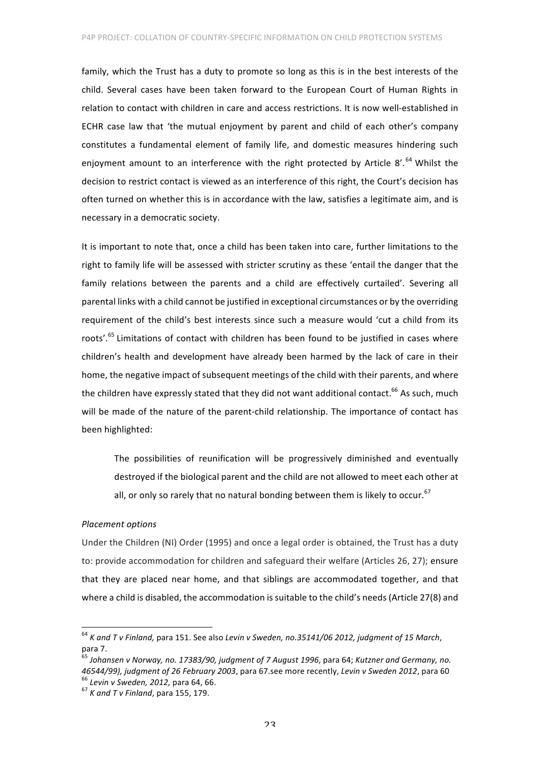family, which the Trust has a duty to promote so long as this is in the best interests of the child. Several cases have been taken forward to the European Court of Human Rights in relation to contact with children in care and access restrictions. It is now well-established in ECHR case law that 'the mutual enjoyment by parent and child of each other's company constitutes a fundamental element of family life, and domestic measures hindering such enjoyment amount to an interference with the right protected by Article 8'.[64] Whilst the decision to restrict contact is viewed as an interference of this right, the Court's decision has often turned on whether this is in accordance with the law, satisfies a legitimate aim, and is necessary in a democratic society.

It is important to note that, once a child has been taken into care, further limitations to the right to family life will be assessed with stricter scrutiny as these 'entail the danger that the family relations between the parents and a child are effectively curtailed'. Severing all parental links with a child cannot be justified in exceptional circumstances or by the overriding requirement of the child's best interests since such a measure would 'cut a child from its roots'.[65] Limitations of contact with children has been found to be justified in cases where children's health and development have already been harmed by the lack of care in their home, the negative impact of subsequent meetings of the child with their parents, and where the children have expressly stated that they did not want additional contact.[66] As such, much will be made of the nature of the parent-child relationship. The importance of contact has been highlighted:

> The possibilities of reunification will be progressively diminished and eventually destroyed if the biological parent and the child are not allowed to meet each other at all, or only so rarely that no natural bonding between them is likely to occur.[67]

*Placement options*

Under the Children (NI) Order (1995) and once a legal order is obtained, the Trust has a duty to: provide accommodation for children and safeguard their welfare (Articles 26, 27); ensure that they are placed near home, and that siblings are accommodated together, and that where a child is disabled, the accommodation is suitable to the child's needs (Article 27(8) and

---

[64] *K and T v Finland,* para 151. See also *Levin v Sweden, no.35141/06 2012, judgment of 15 March*, para 7.

[65] *Johansen v Norway, no. 17383/90, judgment of 7 August 1996*, para 64; *Kutzner and Germany, no. 46544/99), judgment of 26 February 2003*, para 67.see more recently, *Levin v Sweden 2012*, para 60

[66] *Levin v Sweden, 2012,* para 64, 66.

[67] *K and T v Finland*, para 155, 179.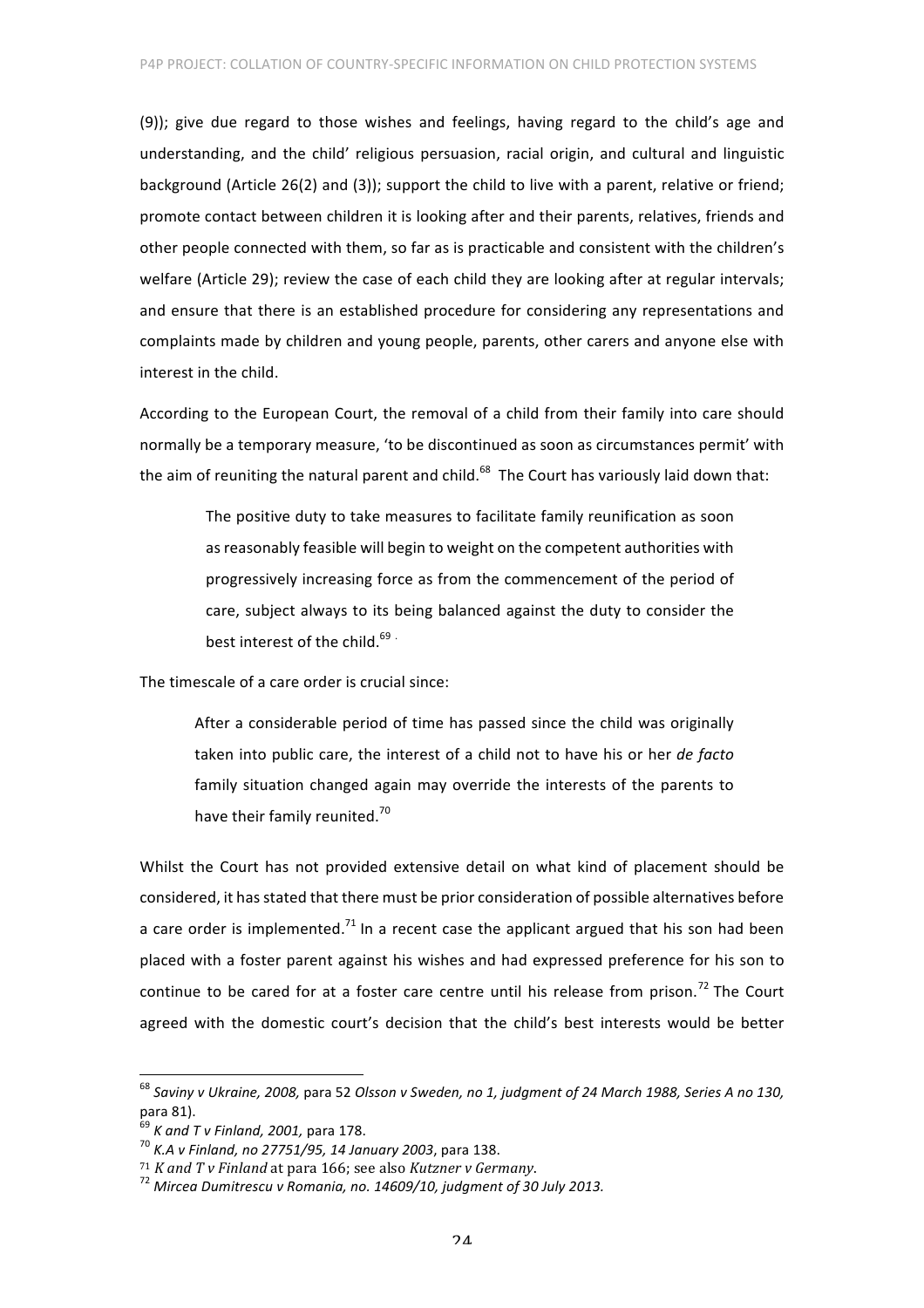(9)); give due regard to those wishes and feelings, having regard to the child's age and understanding, and the child' religious persuasion, racial origin, and cultural and linguistic background (Article 26(2) and (3)); support the child to live with a parent, relative or friend; promote contact between children it is looking after and their parents, relatives, friends and other people connected with them, so far as is practicable and consistent with the children's welfare (Article 29); review the case of each child they are looking after at regular intervals; and ensure that there is an established procedure for considering any representations and complaints made by children and young people, parents, other carers and anyone else with interest in the child.

According to the European Court, the removal of a child from their family into care should normally be a temporary measure, 'to be discontinued as soon as circumstances permit' with the aim of reuniting the natural parent and child.[68] The Court has variously laid down that:

> The positive duty to take measures to facilitate family reunification as soon as reasonably feasible will begin to weight on the competent authorities with progressively increasing force as from the commencement of the period of care, subject always to its being balanced against the duty to consider the best interest of the child.[69] .

The timescale of a care order is crucial since:

> After a considerable period of time has passed since the child was originally taken into public care, the interest of a child not to have his or her *de facto* family situation changed again may override the interests of the parents to have their family reunited.[70]

Whilst the Court has not provided extensive detail on what kind of placement should be considered, it has stated that there must be prior consideration of possible alternatives before a care order is implemented.[71] In a recent case the applicant argued that his son had been placed with a foster parent against his wishes and had expressed preference for his son to continue to be cared for at a foster care centre until his release from prison.[72] The Court agreed with the domestic court's decision that the child's best interests would be better

---

[68] *Saviny v Ukraine, 2008,* para 52 *Olsson v Sweden, no 1, judgment of 24 March 1988, Series A no 130,* para 81).

[69] *K and T v Finland, 2001,* para 178.

[70] *K.A v Finland, no 27751/95, 14 January 2003*, para 138.

[71] *K and T v Finland* at para 166; see also *Kutzner v Germany*.

[72] *Mircea Dumitrescu v Romania, no. 14609/10, judgment of 30 July 2013.*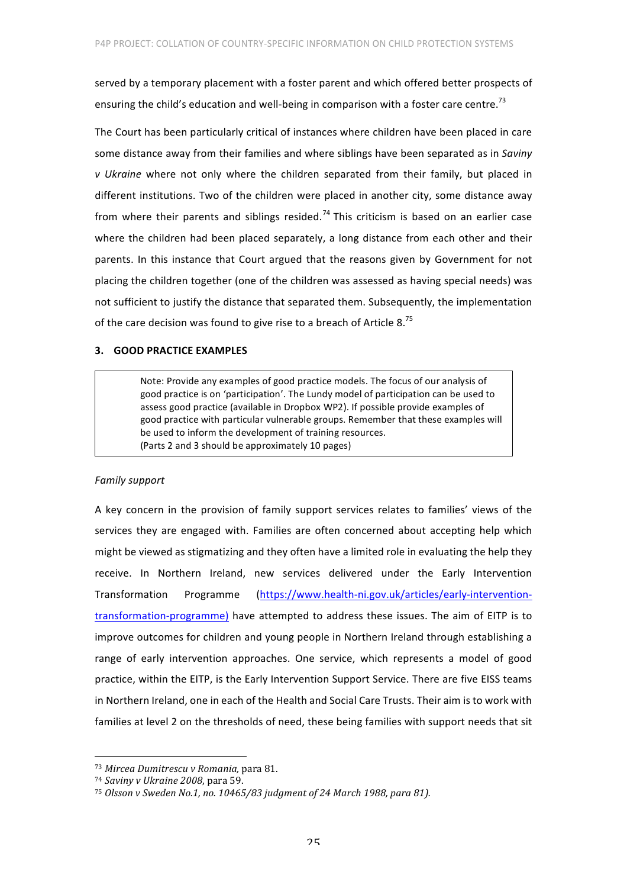served by a temporary placement with a foster parent and which offered better prospects of ensuring the child's education and well-being in comparison with a foster care centre.[73]

The Court has been particularly critical of instances where children have been placed in care some distance away from their families and where siblings have been separated as in *Saviny v Ukraine* where not only where the children separated from their family, but placed in different institutions. Two of the children were placed in another city, some distance away from where their parents and siblings resided.[74] This criticism is based on an earlier case where the children had been placed separately, a long distance from each other and their parents. In this instance that Court argued that the reasons given by Government for not placing the children together (one of the children was assessed as having special needs) was not sufficient to justify the distance that separated them. Subsequently, the implementation of the care decision was found to give rise to a breach of Article 8.[75]

## 3. GOOD PRACTICE EXAMPLES

> Note: Provide any examples of good practice models. The focus of our analysis of good practice is on 'participation'. The Lundy model of participation can be used to assess good practice (available in Dropbox WP2). If possible provide examples of good practice with particular vulnerable groups. Remember that these examples will be used to inform the development of training resources.
> (Parts 2 and 3 should be approximately 10 pages)

*Family support*

A key concern in the provision of family support services relates to families' views of the services they are engaged with. Families are often concerned about accepting help which might be viewed as stigmatizing and they often have a limited role in evaluating the help they receive. In Northern Ireland, new services delivered under the Early Intervention Transformation Programme (https://www.health-ni.gov.uk/articles/early-intervention-transformation-programme) have attempted to address these issues. The aim of EITP is to improve outcomes for children and young people in Northern Ireland through establishing a range of early intervention approaches. One service, which represents a model of good practice, within the EITP, is the Early Intervention Support Service. There are five EISS teams in Northern Ireland, one in each of the Health and Social Care Trusts. Their aim is to work with families at level 2 on the thresholds of need, these being families with support needs that sit

---

[73] *Mircea Dumitrescu v Romania,* para 81.

[74] *Saviny v Ukraine 2008*, para 59.

[75] *Olsson v Sweden No.1, no. 10465/83 judgment of 24 March 1988, para 81).*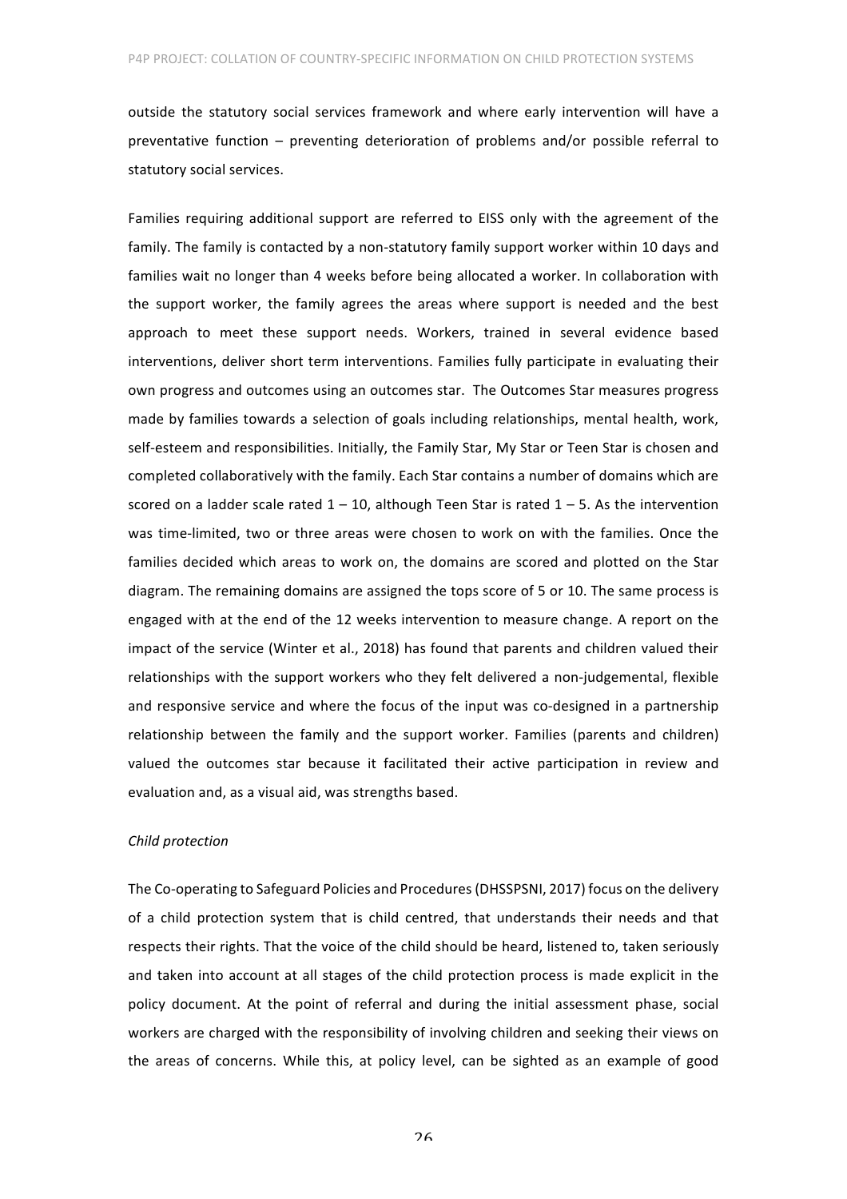outside the statutory social services framework and where early intervention will have a preventative function – preventing deterioration of problems and/or possible referral to statutory social services.

Families requiring additional support are referred to EISS only with the agreement of the family. The family is contacted by a non-statutory family support worker within 10 days and families wait no longer than 4 weeks before being allocated a worker. In collaboration with the support worker, the family agrees the areas where support is needed and the best approach to meet these support needs. Workers, trained in several evidence based interventions, deliver short term interventions. Families fully participate in evaluating their own progress and outcomes using an outcomes star. The Outcomes Star measures progress made by families towards a selection of goals including relationships, mental health, work, self-esteem and responsibilities. Initially, the Family Star, My Star or Teen Star is chosen and completed collaboratively with the family. Each Star contains a number of domains which are scored on a ladder scale rated 1 – 10, although Teen Star is rated 1 – 5. As the intervention was time-limited, two or three areas were chosen to work on with the families. Once the families decided which areas to work on, the domains are scored and plotted on the Star diagram. The remaining domains are assigned the tops score of 5 or 10. The same process is engaged with at the end of the 12 weeks intervention to measure change. A report on the impact of the service (Winter et al., 2018) has found that parents and children valued their relationships with the support workers who they felt delivered a non-judgemental, flexible and responsive service and where the focus of the input was co-designed in a partnership relationship between the family and the support worker. Families (parents and children) valued the outcomes star because it facilitated their active participation in review and evaluation and, as a visual aid, was strengths based.

*Child protection*

The Co-operating to Safeguard Policies and Procedures (DHSSPSNI, 2017) focus on the delivery of a child protection system that is child centred, that understands their needs and that respects their rights. That the voice of the child should be heard, listened to, taken seriously and taken into account at all stages of the child protection process is made explicit in the policy document. At the point of referral and during the initial assessment phase, social workers are charged with the responsibility of involving children and seeking their views on the areas of concerns. While this, at policy level, can be sighted as an example of good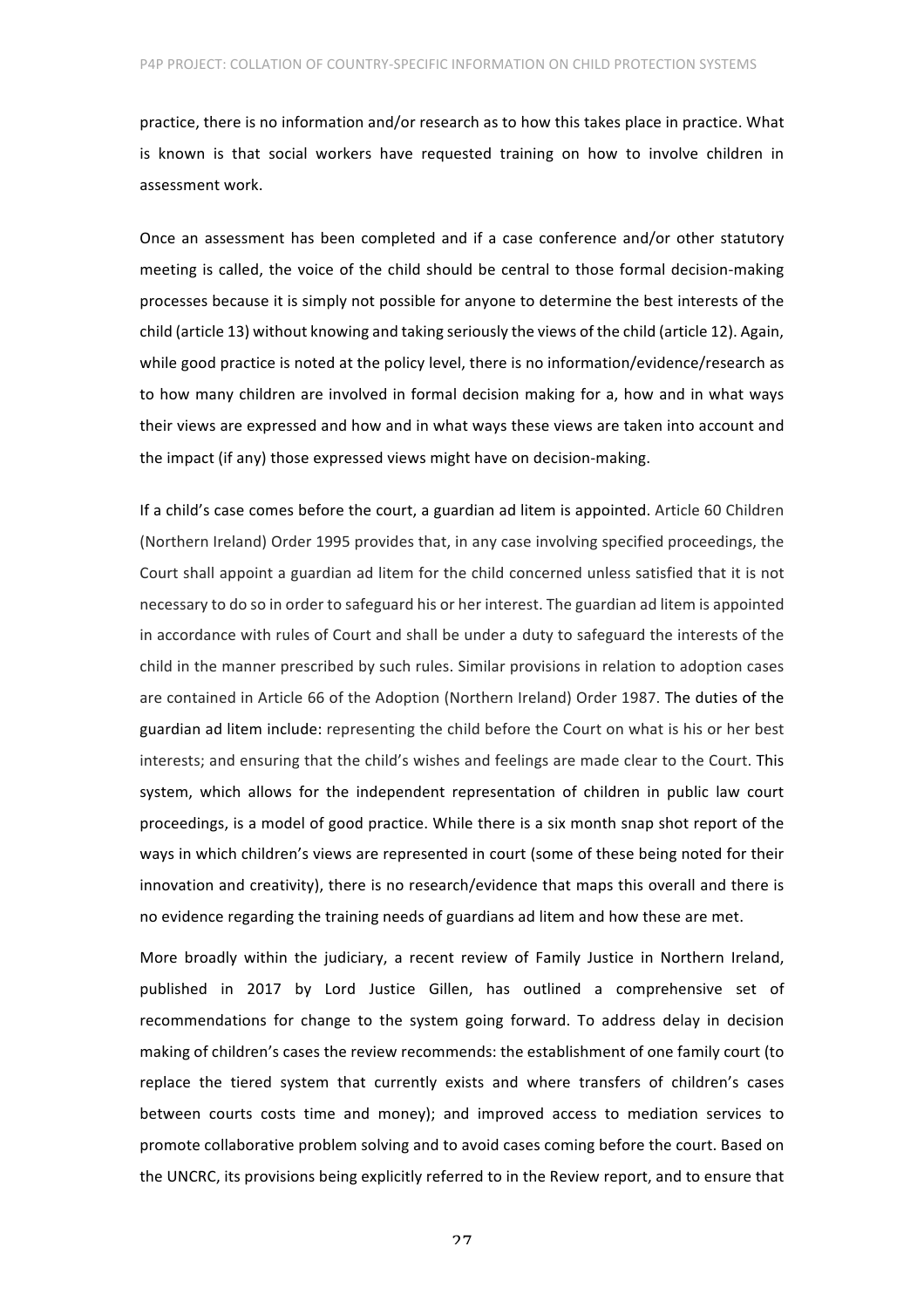practice, there is no information and/or research as to how this takes place in practice. What is known is that social workers have requested training on how to involve children in assessment work.

Once an assessment has been completed and if a case conference and/or other statutory meeting is called, the voice of the child should be central to those formal decision-making processes because it is simply not possible for anyone to determine the best interests of the child (article 13) without knowing and taking seriously the views of the child (article 12). Again, while good practice is noted at the policy level, there is no information/evidence/research as to how many children are involved in formal decision making for a, how and in what ways their views are expressed and how and in what ways these views are taken into account and the impact (if any) those expressed views might have on decision-making.

If a child's case comes before the court, a guardian ad litem is appointed. Article 60 Children (Northern Ireland) Order 1995 provides that, in any case involving specified proceedings, the Court shall appoint a guardian ad litem for the child concerned unless satisfied that it is not necessary to do so in order to safeguard his or her interest. The guardian ad litem is appointed in accordance with rules of Court and shall be under a duty to safeguard the interests of the child in the manner prescribed by such rules. Similar provisions in relation to adoption cases are contained in Article 66 of the Adoption (Northern Ireland) Order 1987. The duties of the guardian ad litem include: representing the child before the Court on what is his or her best interests; and ensuring that the child's wishes and feelings are made clear to the Court. This system, which allows for the independent representation of children in public law court proceedings, is a model of good practice. While there is a six month snap shot report of the ways in which children's views are represented in court (some of these being noted for their innovation and creativity), there is no research/evidence that maps this overall and there is no evidence regarding the training needs of guardians ad litem and how these are met.

More broadly within the judiciary, a recent review of Family Justice in Northern Ireland, published in 2017 by Lord Justice Gillen, has outlined a comprehensive set of recommendations for change to the system going forward. To address delay in decision making of children's cases the review recommends: the establishment of one family court (to replace the tiered system that currently exists and where transfers of children's cases between courts costs time and money); and improved access to mediation services to promote collaborative problem solving and to avoid cases coming before the court. Based on the UNCRC, its provisions being explicitly referred to in the Review report, and to ensure that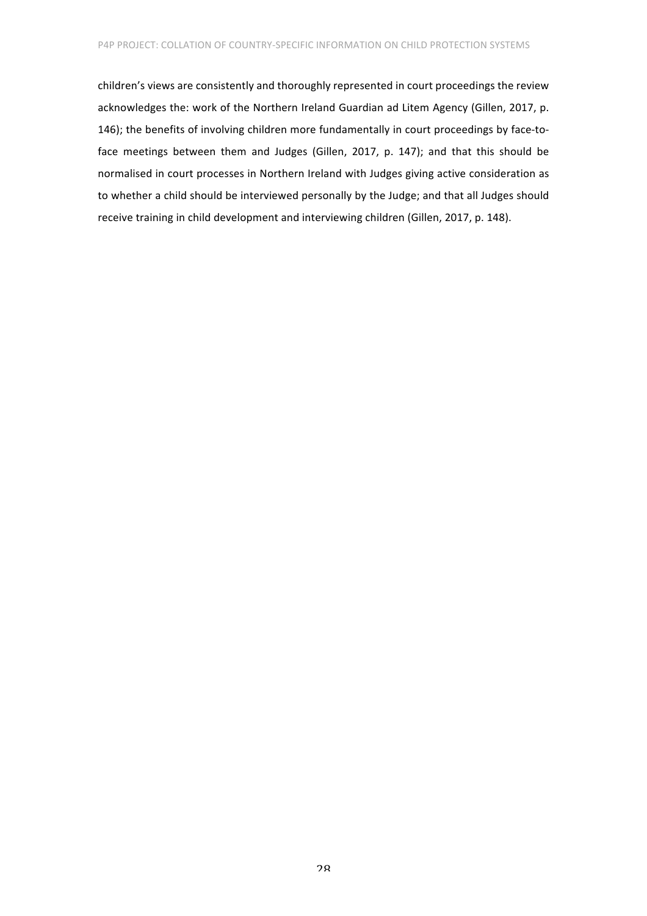children's views are consistently and thoroughly represented in court proceedings the review acknowledges the: work of the Northern Ireland Guardian ad Litem Agency (Gillen, 2017, p. 146); the benefits of involving children more fundamentally in court proceedings by face-to-face meetings between them and Judges (Gillen, 2017, p. 147); and that this should be normalised in court processes in Northern Ireland with Judges giving active consideration as to whether a child should be interviewed personally by the Judge; and that all Judges should receive training in child development and interviewing children (Gillen, 2017, p. 148).